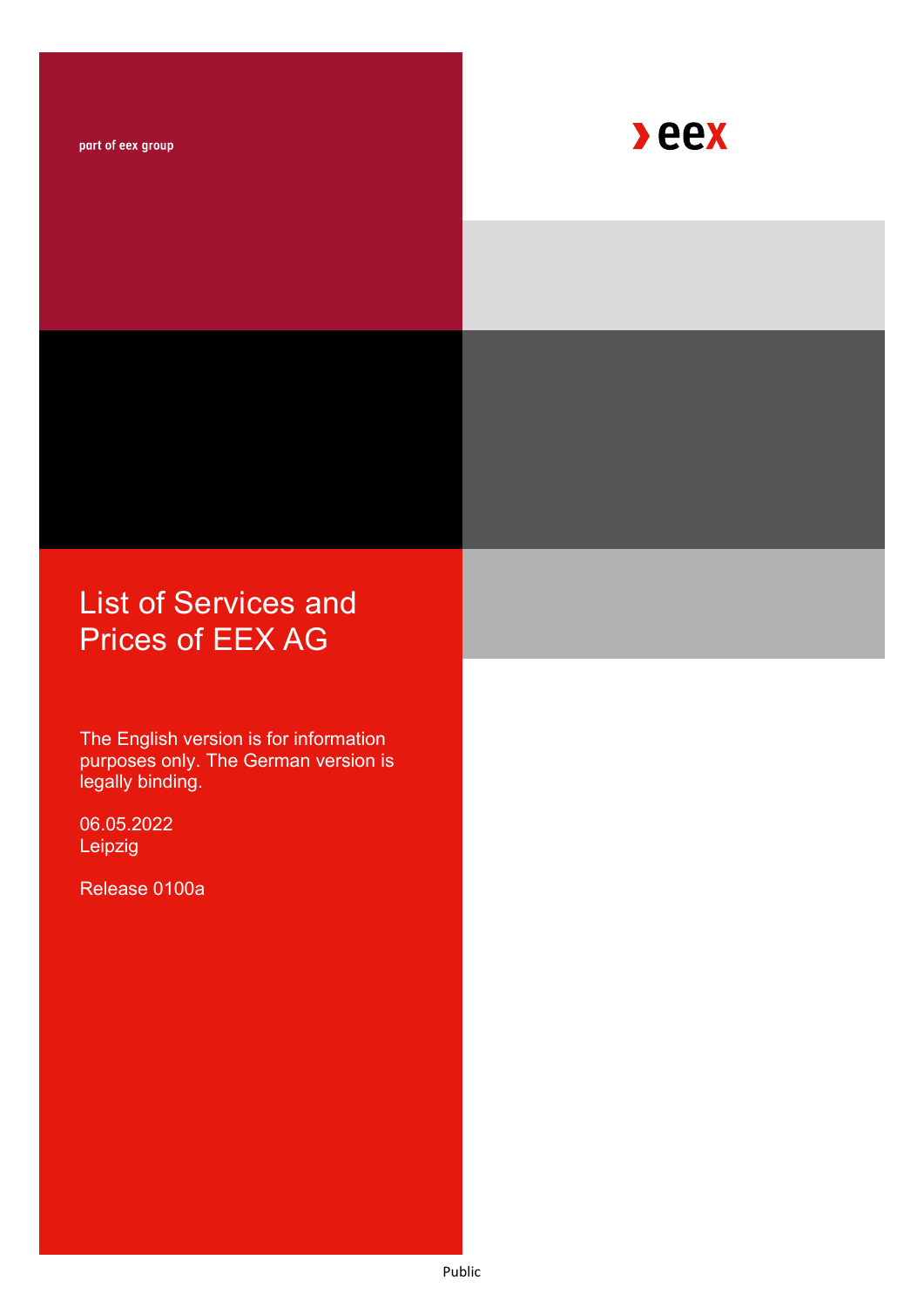part of eex group

eex

# List of Services and Prices of EEX AG

The English version is for information purposes only. The German version is legally binding.

06.05.2022
Leipzig

Release 0100a

Public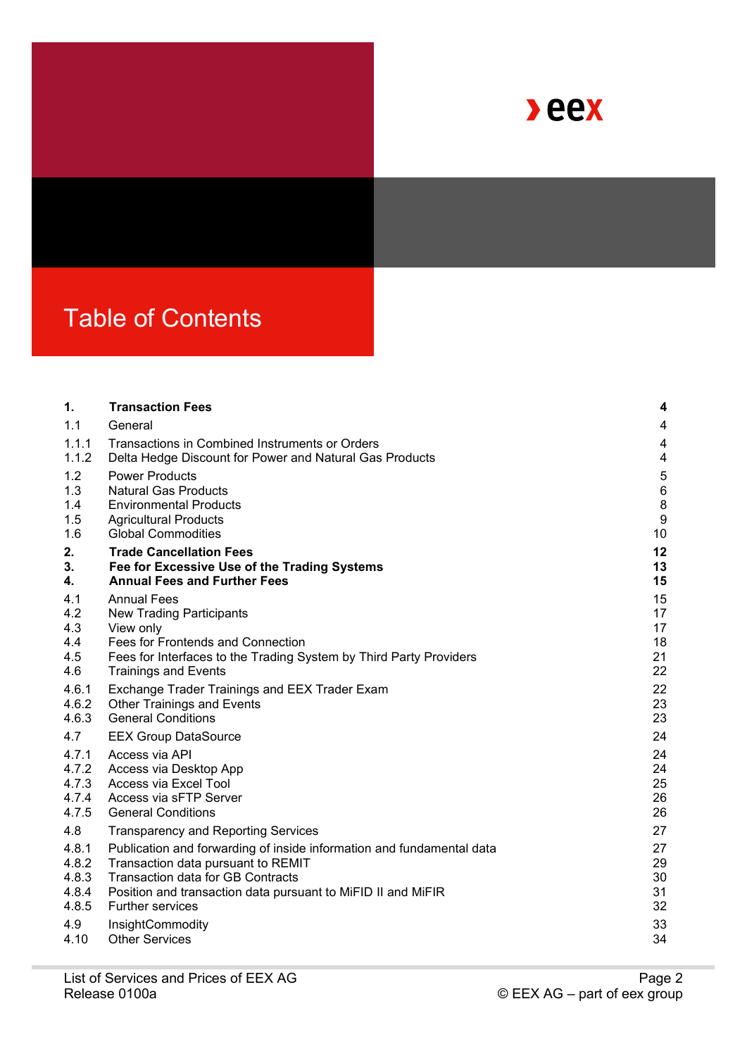# Table of Contents

| | | |
|---|---|---|
| **1.** | **Transaction Fees** | **4** |
| 1.1 | General | 4 |
| 1.1.1 | Transactions in Combined Instruments or Orders | 4 |
| 1.1.2 | Delta Hedge Discount for Power and Natural Gas Products | 4 |
| 1.2 | Power Products | 5 |
| 1.3 | Natural Gas Products | 6 |
| 1.4 | Environmental Products | 8 |
| 1.5 | Agricultural Products | 9 |
| 1.6 | Global Commodities | 10 |
| **2.** | **Trade Cancellation Fees** | **12** |
| **3.** | **Fee for Excessive Use of the Trading Systems** | **13** |
| **4.** | **Annual Fees and Further Fees** | **15** |
| 4.1 | Annual Fees | 15 |
| 4.2 | New Trading Participants | 17 |
| 4.3 | View only | 17 |
| 4.4 | Fees for Frontends and Connection | 18 |
| 4.5 | Fees for Interfaces to the Trading System by Third Party Providers | 21 |
| 4.6 | Trainings and Events | 22 |
| 4.6.1 | Exchange Trader Trainings and EEX Trader Exam | 22 |
| 4.6.2 | Other Trainings and Events | 23 |
| 4.6.3 | General Conditions | 23 |
| 4.7 | EEX Group DataSource | 24 |
| 4.7.1 | Access via API | 24 |
| 4.7.2 | Access via Desktop App | 24 |
| 4.7.3 | Access via Excel Tool | 25 |
| 4.7.4 | Access via sFTP Server | 26 |
| 4.7.5 | General Conditions | 26 |
| 4.8 | Transparency and Reporting Services | 27 |
| 4.8.1 | Publication and forwarding of inside information and fundamental data | 27 |
| 4.8.2 | Transaction data pursuant to REMIT | 29 |
| 4.8.3 | Transaction data for GB Contracts | 30 |
| 4.8.4 | Position and transaction data pursuant to MiFID II and MiFIR | 31 |
| 4.8.5 | Further services | 32 |
| 4.9 | InsightCommodity | 33 |
| 4.10 | Other Services | 34 |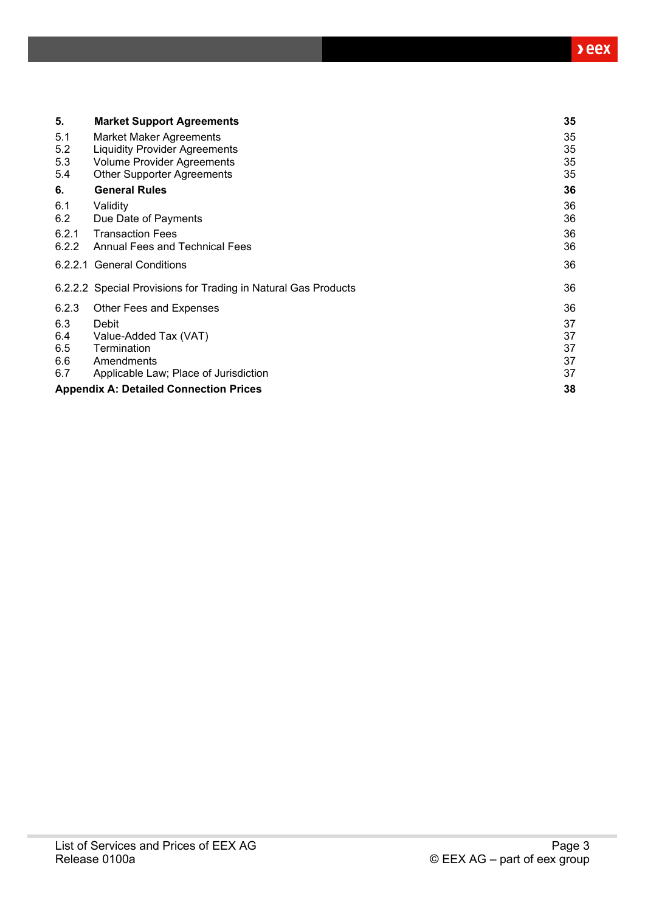| | | |
|---|---|---|
| **5.** | **Market Support Agreements** | **35** |
| 5.1 | Market Maker Agreements | 35 |
| 5.2 | Liquidity Provider Agreements | 35 |
| 5.3 | Volume Provider Agreements | 35 |
| 5.4 | Other Supporter Agreements | 35 |
| **6.** | **General Rules** | **36** |
| 6.1 | Validity | 36 |
| 6.2 | Due Date of Payments | 36 |
| 6.2.1 | Transaction Fees | 36 |
| 6.2.2 | Annual Fees and Technical Fees | 36 |
| 6.2.2.1 | General Conditions | 36 |
| 6.2.2.2 | Special Provisions for Trading in Natural Gas Products | 36 |
| 6.2.3 | Other Fees and Expenses | 36 |
| 6.3 | Debit | 37 |
| 6.4 | Value-Added Tax (VAT) | 37 |
| 6.5 | Termination | 37 |
| 6.6 | Amendments | 37 |
| 6.7 | Applicable Law; Place of Jurisdiction | 37 |
| **Appendix A: Detailed Connection Prices** | | **38** |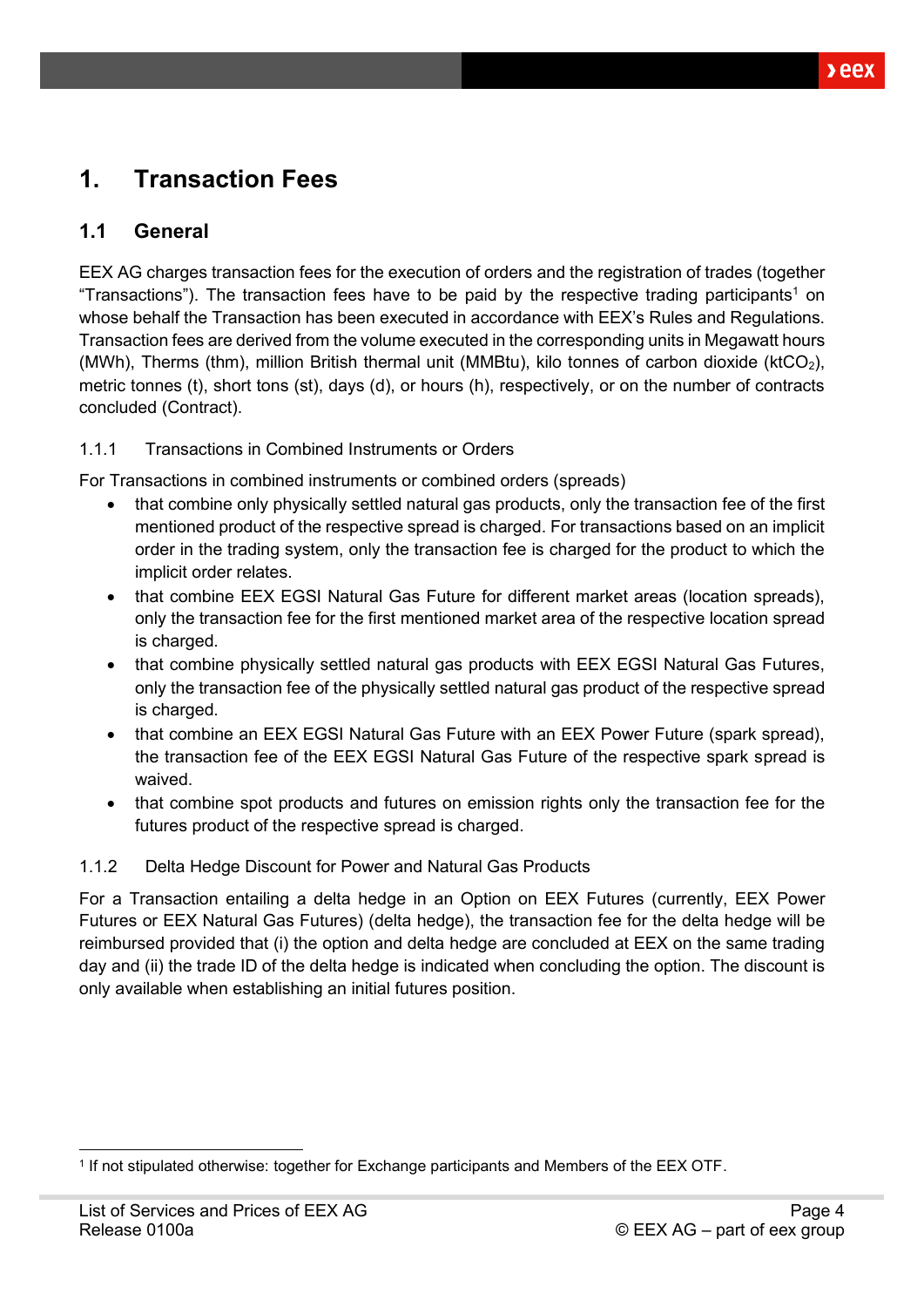# 1. Transaction Fees

## 1.1 General

EEX AG charges transaction fees for the execution of orders and the registration of trades (together "Transactions"). The transaction fees have to be paid by the respective trading participants[1] on whose behalf the Transaction has been executed in accordance with EEX's Rules and Regulations. Transaction fees are derived from the volume executed in the corresponding units in Megawatt hours (MWh), Therms (thm), million British thermal unit (MMBtu), kilo tonnes of carbon dioxide ($ktCO_2$), metric tonnes (t), short tons (st), days (d), or hours (h), respectively, or on the number of contracts concluded (Contract).

### 1.1.1 Transactions in Combined Instruments or Orders

For Transactions in combined instruments or combined orders (spreads)

- that combine only physically settled natural gas products, only the transaction fee of the first mentioned product of the respective spread is charged. For transactions based on an implicit order in the trading system, only the transaction fee is charged for the product to which the implicit order relates.
- that combine EEX EGSI Natural Gas Future for different market areas (location spreads), only the transaction fee for the first mentioned market area of the respective location spread is charged.
- that combine physically settled natural gas products with EEX EGSI Natural Gas Futures, only the transaction fee of the physically settled natural gas product of the respective spread is charged.
- that combine an EEX EGSI Natural Gas Future with an EEX Power Future (spark spread), the transaction fee of the EEX EGSI Natural Gas Future of the respective spark spread is waived.
- that combine spot products and futures on emission rights only the transaction fee for the futures product of the respective spread is charged.

### 1.1.2 Delta Hedge Discount for Power and Natural Gas Products

For a Transaction entailing a delta hedge in an Option on EEX Futures (currently, EEX Power Futures or EEX Natural Gas Futures) (delta hedge), the transaction fee for the delta hedge will be reimbursed provided that (i) the option and delta hedge are concluded at EEX on the same trading day and (ii) the trade ID of the delta hedge is indicated when concluding the option. The discount is only available when establishing an initial futures position.

[1] If not stipulated otherwise: together for Exchange participants and Members of the EEX OTF.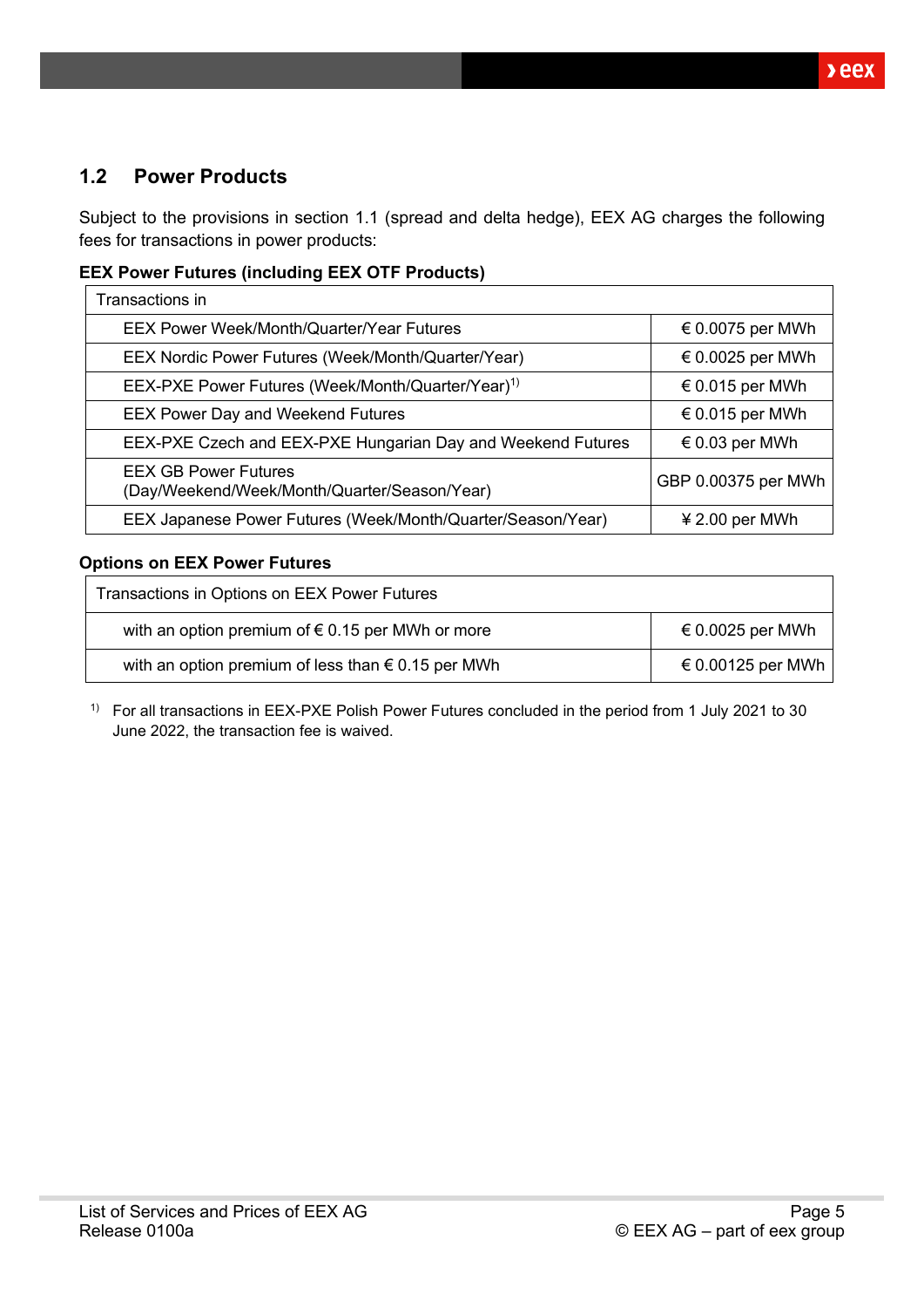## 1.2 Power Products

Subject to the provisions in section 1.1 (spread and delta hedge), EEX AG charges the following fees for transactions in power products:

**EEX Power Futures (including EEX OTF Products)**

| Transactions in | |
|---|---|
| EEX Power Week/Month/Quarter/Year Futures | € 0.0075 per MWh |
| EEX Nordic Power Futures (Week/Month/Quarter/Year) | € 0.0025 per MWh |
| EEX-PXE Power Futures (Week/Month/Quarter/Year)[1] | € 0.015 per MWh |
| EEX Power Day and Weekend Futures | € 0.015 per MWh |
| EEX-PXE Czech and EEX-PXE Hungarian Day and Weekend Futures | € 0.03 per MWh |
| EEX GB Power Futures (Day/Weekend/Week/Month/Quarter/Season/Year) | GBP 0.00375 per MWh |
| EEX Japanese Power Futures (Week/Month/Quarter/Season/Year) | ¥ 2.00 per MWh |

**Options on EEX Power Futures**

| Transactions in Options on EEX Power Futures | |
|---|---|
| with an option premium of € 0.15 per MWh or more | € 0.0025 per MWh |
| with an option premium of less than € 0.15 per MWh | € 0.00125 per MWh |

[1] For all transactions in EEX-PXE Polish Power Futures concluded in the period from 1 July 2021 to 30 June 2022, the transaction fee is waived.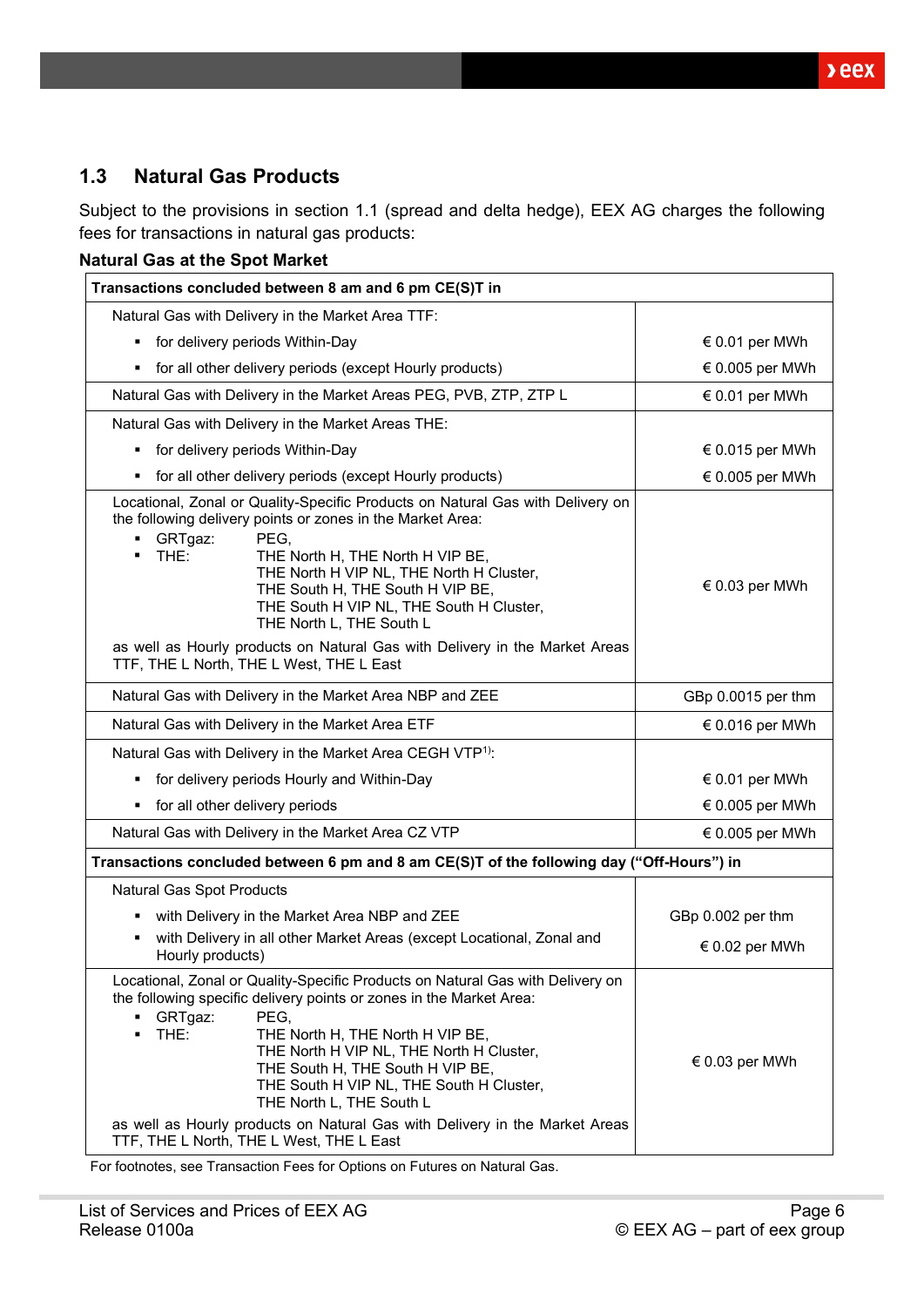## 1.3 Natural Gas Products

Subject to the provisions in section 1.1 (spread and delta hedge), EEX AG charges the following fees for transactions in natural gas products:

**Natural Gas at the Spot Market**

| **Transactions concluded between 8 am and 6 pm CE(S)T in** | |
|---|---|
| Natural Gas with Delivery in the Market Area TTF:<br>▪ for delivery periods Within-Day<br>▪ for all other delivery periods (except Hourly products) | <br>€ 0.01 per MWh<br>€ 0.005 per MWh |
| Natural Gas with Delivery in the Market Areas PEG, PVB, ZTP, ZTP L | € 0.01 per MWh |
| Natural Gas with Delivery in the Market Areas THE:<br>▪ for delivery periods Within-Day<br>▪ for all other delivery periods (except Hourly products) | <br>€ 0.015 per MWh<br>€ 0.005 per MWh |
| Locational, Zonal or Quality-Specific Products on Natural Gas with Delivery on the following delivery points or zones in the Market Area:<br>▪ GRTgaz: PEG,<br>▪ THE: THE North H, THE North H VIP BE, THE North H VIP NL, THE North H Cluster, THE South H, THE South H VIP BE, THE South H VIP NL, THE South H Cluster, THE North L, THE South L<br>as well as Hourly products on Natural Gas with Delivery in the Market Areas TTF, THE L North, THE L West, THE L East | € 0.03 per MWh |
| Natural Gas with Delivery in the Market Area NBP and ZEE | GBp 0.0015 per thm |
| Natural Gas with Delivery in the Market Area ETF | € 0.016 per MWh |
| Natural Gas with Delivery in the Market Area CEGH VTP[1]:<br>▪ for delivery periods Hourly and Within-Day<br>▪ for all other delivery periods | <br>€ 0.01 per MWh<br>€ 0.005 per MWh |
| Natural Gas with Delivery in the Market Area CZ VTP | € 0.005 per MWh |
| **Transactions concluded between 6 pm and 8 am CE(S)T of the following day ("Off-Hours") in** | |
| Natural Gas Spot Products<br>▪ with Delivery in the Market Area NBP and ZEE<br>▪ with Delivery in all other Market Areas (except Locational, Zonal and Hourly products) | <br>GBp 0.002 per thm<br>€ 0.02 per MWh |
| Locational, Zonal or Quality-Specific Products on Natural Gas with Delivery on the following specific delivery points or zones in the Market Area:<br>▪ GRTgaz: PEG,<br>▪ THE: THE North H, THE North H VIP BE, THE North H VIP NL, THE North H Cluster, THE South H, THE South H VIP BE, THE South H VIP NL, THE South H Cluster, THE North L, THE South L<br>as well as Hourly products on Natural Gas with Delivery in the Market Areas TTF, THE L North, THE L West, THE L East | € 0.03 per MWh |

For footnotes, see Transaction Fees for Options on Futures on Natural Gas.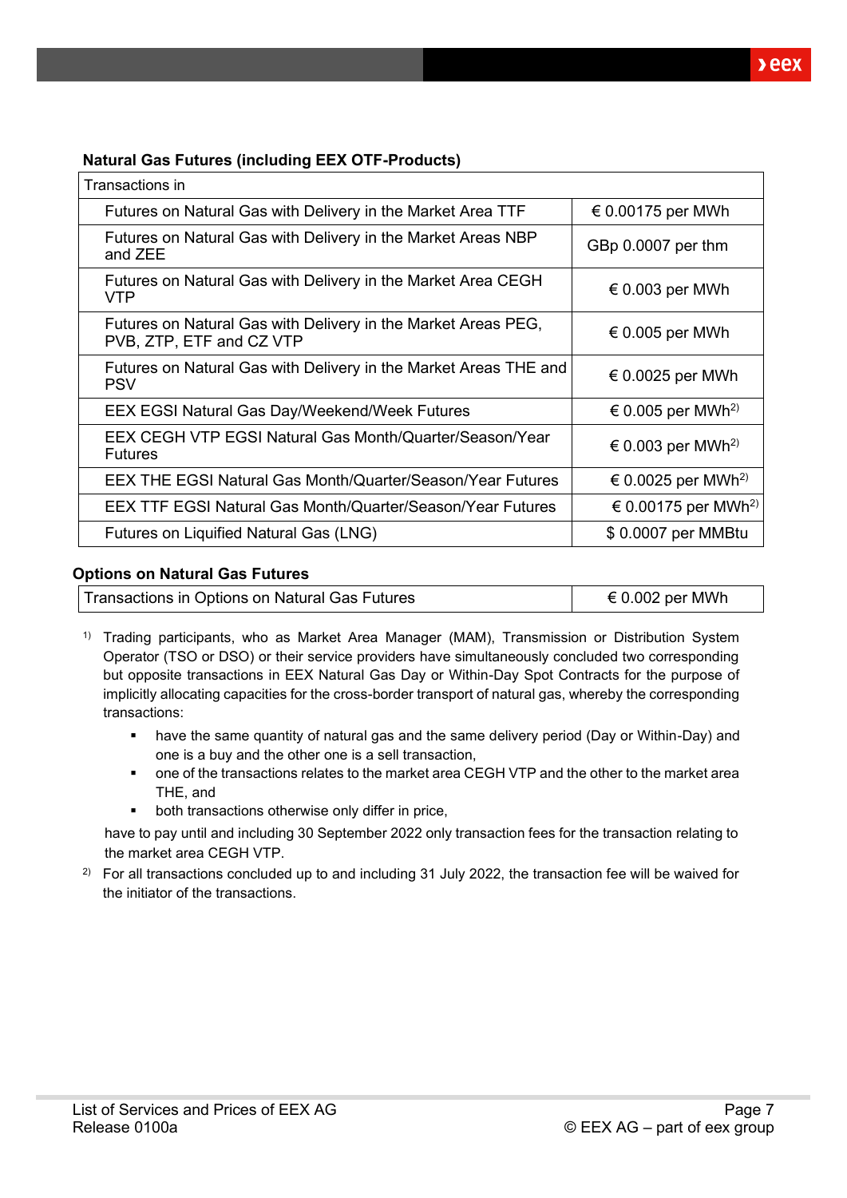**Natural Gas Futures (including EEX OTF-Products)**

| Transactions in | |
|---|---|
| Futures on Natural Gas with Delivery in the Market Area TTF | € 0.00175 per MWh |
| Futures on Natural Gas with Delivery in the Market Areas NBP and ZEE | GBp 0.0007 per thm |
| Futures on Natural Gas with Delivery in the Market Area CEGH VTP | € 0.003 per MWh |
| Futures on Natural Gas with Delivery in the Market Areas PEG, PVB, ZTP, ETF and CZ VTP | € 0.005 per MWh |
| Futures on Natural Gas with Delivery in the Market Areas THE and PSV | € 0.0025 per MWh |
| EEX EGSI Natural Gas Day/Weekend/Week Futures | € 0.005 per MWh[2)] |
| EEX CEGH VTP EGSI Natural Gas Month/Quarter/Season/Year Futures | € 0.003 per MWh[2)] |
| EEX THE EGSI Natural Gas Month/Quarter/Season/Year Futures | € 0.0025 per MWh[2)] |
| EEX TTF EGSI Natural Gas Month/Quarter/Season/Year Futures | € 0.00175 per MWh[2)] |
| Futures on Liquified Natural Gas (LNG) | $ 0.0007 per MMBtu |

**Options on Natural Gas Futures**

| Transactions in Options on Natural Gas Futures | € 0.002 per MWh |
|---|---|

[1)] Trading participants, who as Market Area Manager (MAM), Transmission or Distribution System Operator (TSO or DSO) or their service providers have simultaneously concluded two corresponding but opposite transactions in EEX Natural Gas Day or Within-Day Spot Contracts for the purpose of implicitly allocating capacities for the cross-border transport of natural gas, whereby the corresponding transactions:

- have the same quantity of natural gas and the same delivery period (Day or Within-Day) and one is a buy and the other one is a sell transaction,
- one of the transactions relates to the market area CEGH VTP and the other to the market area THE, and
- both transactions otherwise only differ in price,

have to pay until and including 30 September 2022 only transaction fees for the transaction relating to the market area CEGH VTP.

[2)] For all transactions concluded up to and including 31 July 2022, the transaction fee will be waived for the initiator of the transactions.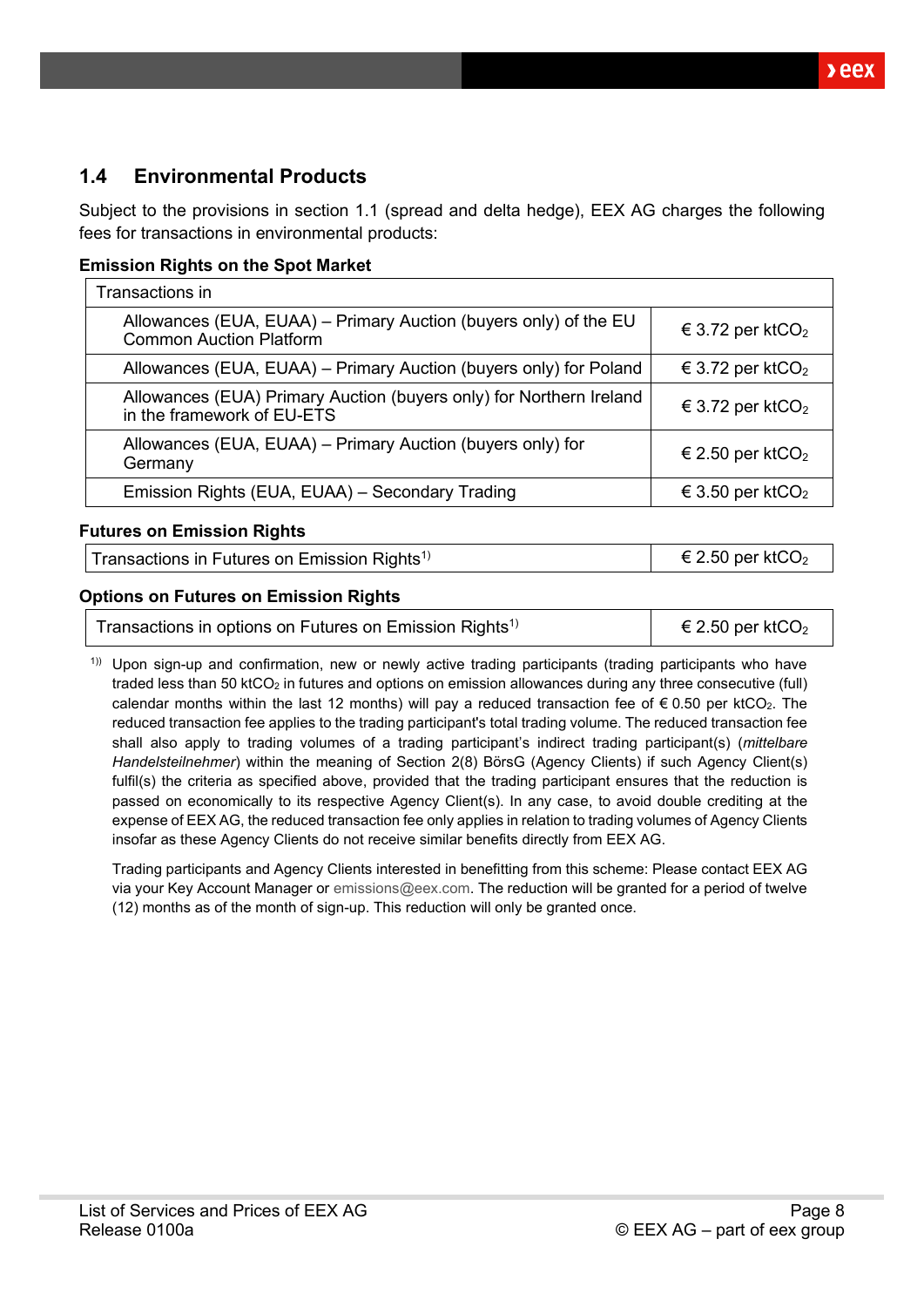## 1.4 Environmental Products

Subject to the provisions in section 1.1 (spread and delta hedge), EEX AG charges the following fees for transactions in environmental products:

**Emission Rights on the Spot Market**

| Transactions in | |
|---|---|
| Allowances (EUA, EUAA) – Primary Auction (buyers only) of the EU Common Auction Platform | € 3.72 per $ktCO_2$ |
| Allowances (EUA, EUAA) – Primary Auction (buyers only) for Poland | € 3.72 per $ktCO_2$ |
| Allowances (EUA) Primary Auction (buyers only) for Northern Ireland in the framework of EU-ETS | € 3.72 per $ktCO_2$ |
| Allowances (EUA, EUAA) – Primary Auction (buyers only) for Germany | € 2.50 per $ktCO_2$ |
| Emission Rights (EUA, EUAA) – Secondary Trading | € 3.50 per $ktCO_2$ |

**Futures on Emission Rights**

| Transactions in Futures on Emission Rights[1)] | € 2.50 per $ktCO_2$ |
|---|---|

**Options on Futures on Emission Rights**

| Transactions in options on Futures on Emission Rights[1)] | € 2.50 per $ktCO_2$ |
|---|---|

[1)] Upon sign-up and confirmation, new or newly active trading participants (trading participants who have traded less than 50 $ktCO_2$ in futures and options on emission allowances during any three consecutive (full) calendar months within the last 12 months) will pay a reduced transaction fee of € 0.50 per $ktCO_2$. The reduced transaction fee applies to the trading participant's total trading volume. The reduced transaction fee shall also apply to trading volumes of a trading participant's indirect trading participant(s) (*mittelbare Handelsteilnehmer*) within the meaning of Section 2(8) BörsG (Agency Clients) if such Agency Client(s) fulfil(s) the criteria as specified above, provided that the trading participant ensures that the reduction is passed on economically to its respective Agency Client(s). In any case, to avoid double crediting at the expense of EEX AG, the reduced transaction fee only applies in relation to trading volumes of Agency Clients insofar as these Agency Clients do not receive similar benefits directly from EEX AG.

Trading participants and Agency Clients interested in benefitting from this scheme: Please contact EEX AG via your Key Account Manager or emissions@eex.com. The reduction will be granted for a period of twelve (12) months as of the month of sign-up. This reduction will only be granted once.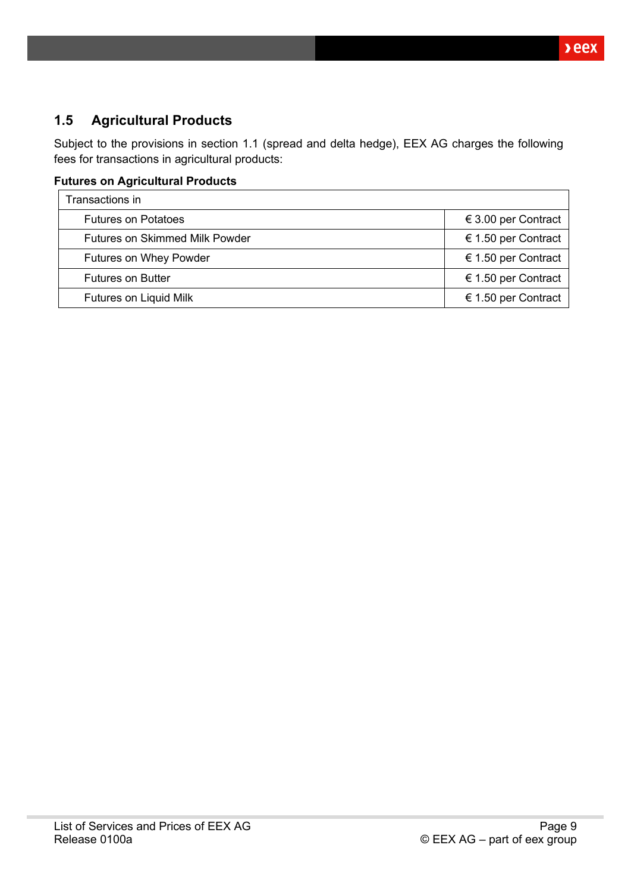## 1.5 Agricultural Products

Subject to the provisions in section 1.1 (spread and delta hedge), EEX AG charges the following fees for transactions in agricultural products:

**Futures on Agricultural Products**

| Transactions in | |
|---|---|
| Futures on Potatoes | € 3.00 per Contract |
| Futures on Skimmed Milk Powder | € 1.50 per Contract |
| Futures on Whey Powder | € 1.50 per Contract |
| Futures on Butter | € 1.50 per Contract |
| Futures on Liquid Milk | € 1.50 per Contract |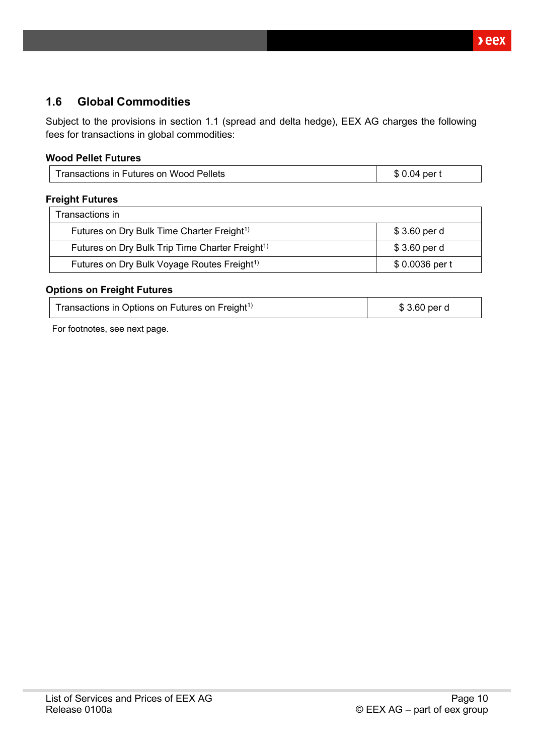## 1.6 Global Commodities

Subject to the provisions in section 1.1 (spread and delta hedge), EEX AG charges the following fees for transactions in global commodities:

**Wood Pellet Futures**

| | |
|---|---|
| Transactions in Futures on Wood Pellets | $ 0.04 per t |

**Freight Futures**

| Transactions in | |
|---|---|
| Futures on Dry Bulk Time Charter Freight[1)] | $ 3.60 per d |
| Futures on Dry Bulk Trip Time Charter Freight[1)] | $ 3.60 per d |
| Futures on Dry Bulk Voyage Routes Freight[1)] | $ 0.0036 per t |

**Options on Freight Futures**

| | |
|---|---|
| Transactions in Options on Futures on Freight[1)] | $ 3.60 per d |

For footnotes, see next page.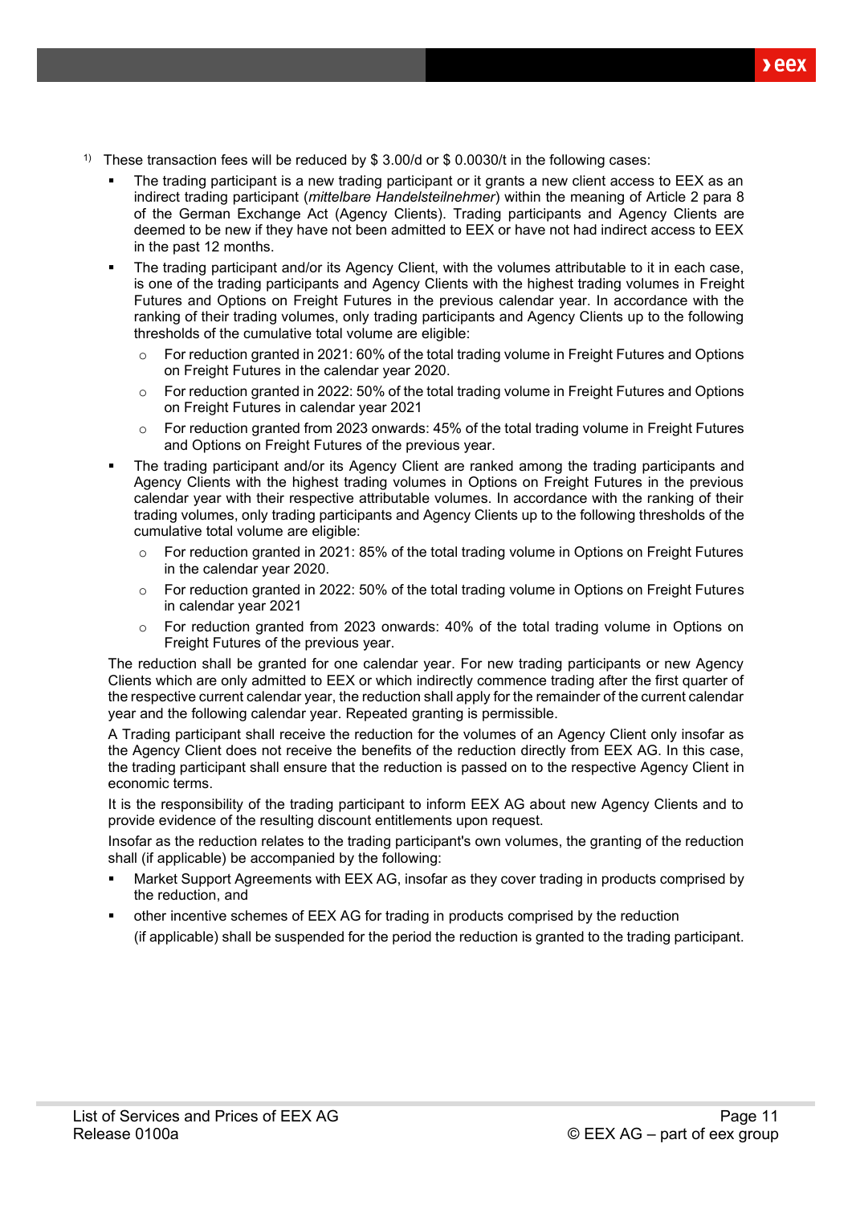[1] These transaction fees will be reduced by $ 3.00/d or $ 0.0030/t in the following cases:

- The trading participant is a new trading participant or it grants a new client access to EEX as an indirect trading participant (*mittelbare Handelsteilnehmer*) within the meaning of Article 2 para 8 of the German Exchange Act (Agency Clients). Trading participants and Agency Clients are deemed to be new if they have not been admitted to EEX or have not had indirect access to EEX in the past 12 months.
- The trading participant and/or its Agency Client, with the volumes attributable to it in each case, is one of the trading participants and Agency Clients with the highest trading volumes in Freight Futures and Options on Freight Futures in the previous calendar year. In accordance with the ranking of their trading volumes, only trading participants and Agency Clients up to the following thresholds of the cumulative total volume are eligible:
  - For reduction granted in 2021: 60% of the total trading volume in Freight Futures and Options on Freight Futures in the calendar year 2020.
  - For reduction granted in 2022: 50% of the total trading volume in Freight Futures and Options on Freight Futures in calendar year 2021
  - For reduction granted from 2023 onwards: 45% of the total trading volume in Freight Futures and Options on Freight Futures of the previous year.
- The trading participant and/or its Agency Client are ranked among the trading participants and Agency Clients with the highest trading volumes in Options on Freight Futures in the previous calendar year with their respective attributable volumes. In accordance with the ranking of their trading volumes, only trading participants and Agency Clients up to the following thresholds of the cumulative total volume are eligible:
  - For reduction granted in 2021: 85% of the total trading volume in Options on Freight Futures in the calendar year 2020.
  - For reduction granted in 2022: 50% of the total trading volume in Options on Freight Futures in calendar year 2021
  - For reduction granted from 2023 onwards: 40% of the total trading volume in Options on Freight Futures of the previous year.

The reduction shall be granted for one calendar year. For new trading participants or new Agency Clients which are only admitted to EEX or which indirectly commence trading after the first quarter of the respective current calendar year, the reduction shall apply for the remainder of the current calendar year and the following calendar year. Repeated granting is permissible.

A Trading participant shall receive the reduction for the volumes of an Agency Client only insofar as the Agency Client does not receive the benefits of the reduction directly from EEX AG. In this case, the trading participant shall ensure that the reduction is passed on to the respective Agency Client in economic terms.

It is the responsibility of the trading participant to inform EEX AG about new Agency Clients and to provide evidence of the resulting discount entitlements upon request.

Insofar as the reduction relates to the trading participant's own volumes, the granting of the reduction shall (if applicable) be accompanied by the following:

- Market Support Agreements with EEX AG, insofar as they cover trading in products comprised by the reduction, and
- other incentive schemes of EEX AG for trading in products comprised by the reduction

(if applicable) shall be suspended for the period the reduction is granted to the trading participant.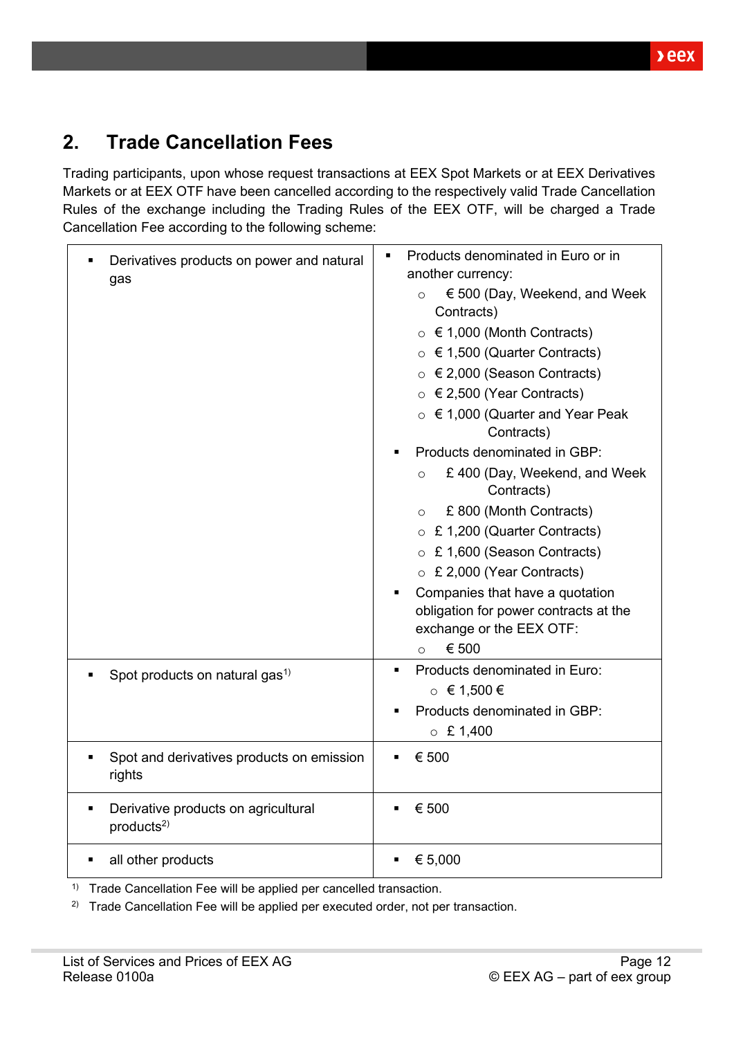## 2. Trade Cancellation Fees

Trading participants, upon whose request transactions at EEX Spot Markets or at EEX Derivatives Markets or at EEX OTF have been cancelled according to the respectively valid Trade Cancellation Rules of the exchange including the Trading Rules of the EEX OTF, will be charged a Trade Cancellation Fee according to the following scheme:

| | |
|---|---|
| ▪ Derivatives products on power and natural gas | ▪ Products denominated in Euro or in another currency:<br>○ € 500 (Day, Weekend, and Week Contracts)<br>○ € 1,000 (Month Contracts)<br>○ € 1,500 (Quarter Contracts)<br>○ € 2,000 (Season Contracts)<br>○ € 2,500 (Year Contracts)<br>○ € 1,000 (Quarter and Year Peak Contracts)<br>▪ Products denominated in GBP:<br>○ £ 400 (Day, Weekend, and Week Contracts)<br>○ £ 800 (Month Contracts)<br>○ £ 1,200 (Quarter Contracts)<br>○ £ 1,600 (Season Contracts)<br>○ £ 2,000 (Year Contracts)<br>▪ Companies that have a quotation obligation for power contracts at the exchange or the EEX OTF:<br>○ € 500 |
| ▪ Spot products on natural gas[1)] | ▪ Products denominated in Euro:<br>○ € 1,500 €<br>▪ Products denominated in GBP:<br>○ £ 1,400 |
| ▪ Spot and derivatives products on emission rights | ▪ € 500 |
| ▪ Derivative products on agricultural products[2)] | ▪ € 500 |
| ▪ all other products | ▪ € 5,000 |

[1)] Trade Cancellation Fee will be applied per cancelled transaction.

[2)] Trade Cancellation Fee will be applied per executed order, not per transaction.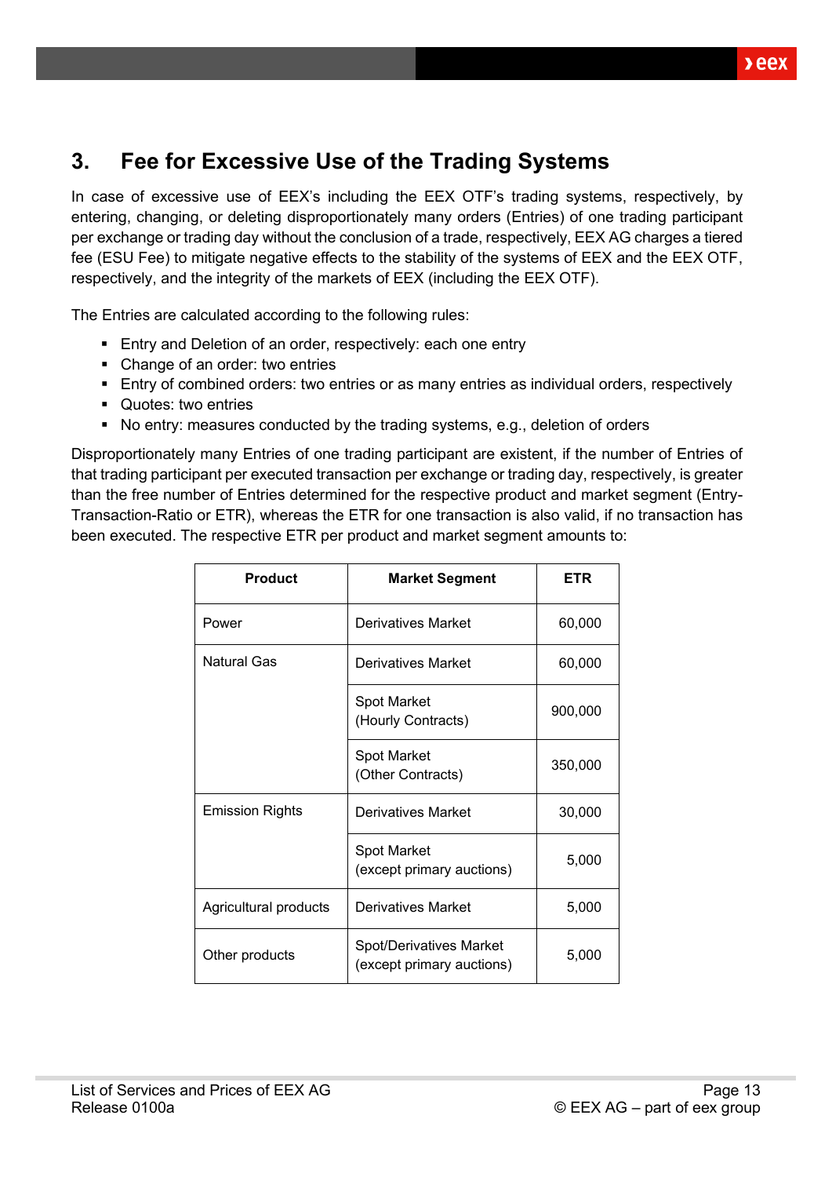## 3. Fee for Excessive Use of the Trading Systems

In case of excessive use of EEX's including the EEX OTF's trading systems, respectively, by entering, changing, or deleting disproportionately many orders (Entries) of one trading participant per exchange or trading day without the conclusion of a trade, respectively, EEX AG charges a tiered fee (ESU Fee) to mitigate negative effects to the stability of the systems of EEX and the EEX OTF, respectively, and the integrity of the markets of EEX (including the EEX OTF).

The Entries are calculated according to the following rules:

- Entry and Deletion of an order, respectively: each one entry
- Change of an order: two entries
- Entry of combined orders: two entries or as many entries as individual orders, respectively
- Quotes: two entries
- No entry: measures conducted by the trading systems, e.g., deletion of orders

Disproportionately many Entries of one trading participant are existent, if the number of Entries of that trading participant per executed transaction per exchange or trading day, respectively, is greater than the free number of Entries determined for the respective product and market segment (Entry-Transaction-Ratio or ETR), whereas the ETR for one transaction is also valid, if no transaction has been executed. The respective ETR per product and market segment amounts to:

| Product | Market Segment | ETR |
|---|---|---|
| Power | Derivatives Market | 60,000 |
| Natural Gas | Derivatives Market | 60,000 |
| | Spot Market (Hourly Contracts) | 900,000 |
| | Spot Market (Other Contracts) | 350,000 |
| Emission Rights | Derivatives Market | 30,000 |
| | Spot Market (except primary auctions) | 5,000 |
| Agricultural products | Derivatives Market | 5,000 |
| Other products | Spot/Derivatives Market (except primary auctions) | 5,000 |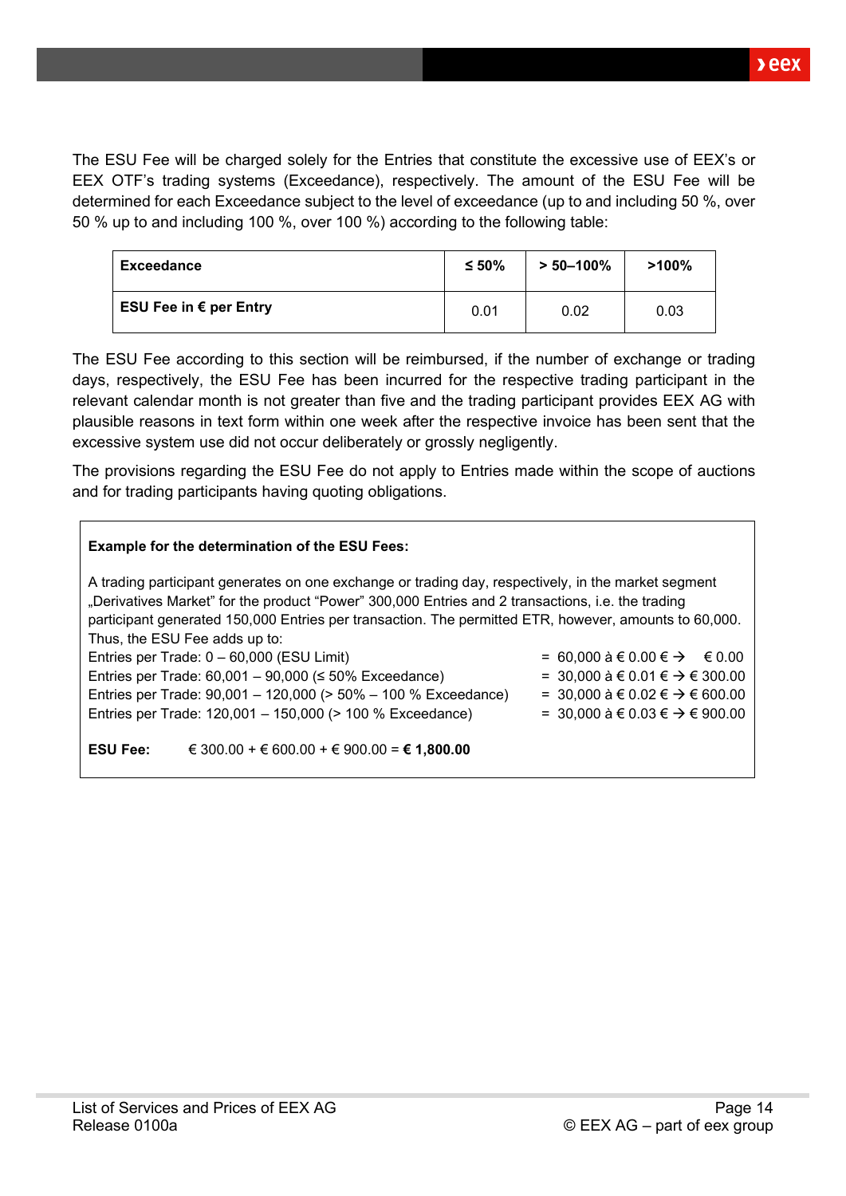The ESU Fee will be charged solely for the Entries that constitute the excessive use of EEX's or EEX OTF's trading systems (Exceedance), respectively. The amount of the ESU Fee will be determined for each Exceedance subject to the level of exceedance (up to and including 50 %, over 50 % up to and including 100 %, over 100 %) according to the following table:

| Exceedance | ≤ 50% | > 50–100% | >100% |
|---|---|---|---|
| **ESU Fee in € per Entry** | 0.01 | 0.02 | 0.03 |

The ESU Fee according to this section will be reimbursed, if the number of exchange or trading days, respectively, the ESU Fee has been incurred for the respective trading participant in the relevant calendar month is not greater than five and the trading participant provides EEX AG with plausible reasons in text form within one week after the respective invoice has been sent that the excessive system use did not occur deliberately or grossly negligently.

The provisions regarding the ESU Fee do not apply to Entries made within the scope of auctions and for trading participants having quoting obligations.

**Example for the determination of the ESU Fees:**

A trading participant generates on one exchange or trading day, respectively, in the market segment „Derivatives Market" for the product "Power" 300,000 Entries and 2 transactions, i.e. the trading participant generated 150,000 Entries per transaction. The permitted ETR, however, amounts to 60,000. Thus, the ESU Fee adds up to:

Entries per Trade: 0 – 60,000 (ESU Limit) = 60,000 à € 0.00 € → € 0.00
Entries per Trade: 60,001 – 90,000 (≤ 50% Exceedance) = 30,000 à € 0.01 € → € 300.00
Entries per Trade: 90,001 – 120,000 (> 50% – 100 % Exceedance) = 30,000 à € 0.02 € → € 600.00
Entries per Trade: 120,001 – 150,000 (> 100 % Exceedance) = 30,000 à € 0.03 € → € 900.00

**ESU Fee:** € 300.00 + € 600.00 + € 900.00 = **€ 1,800.00**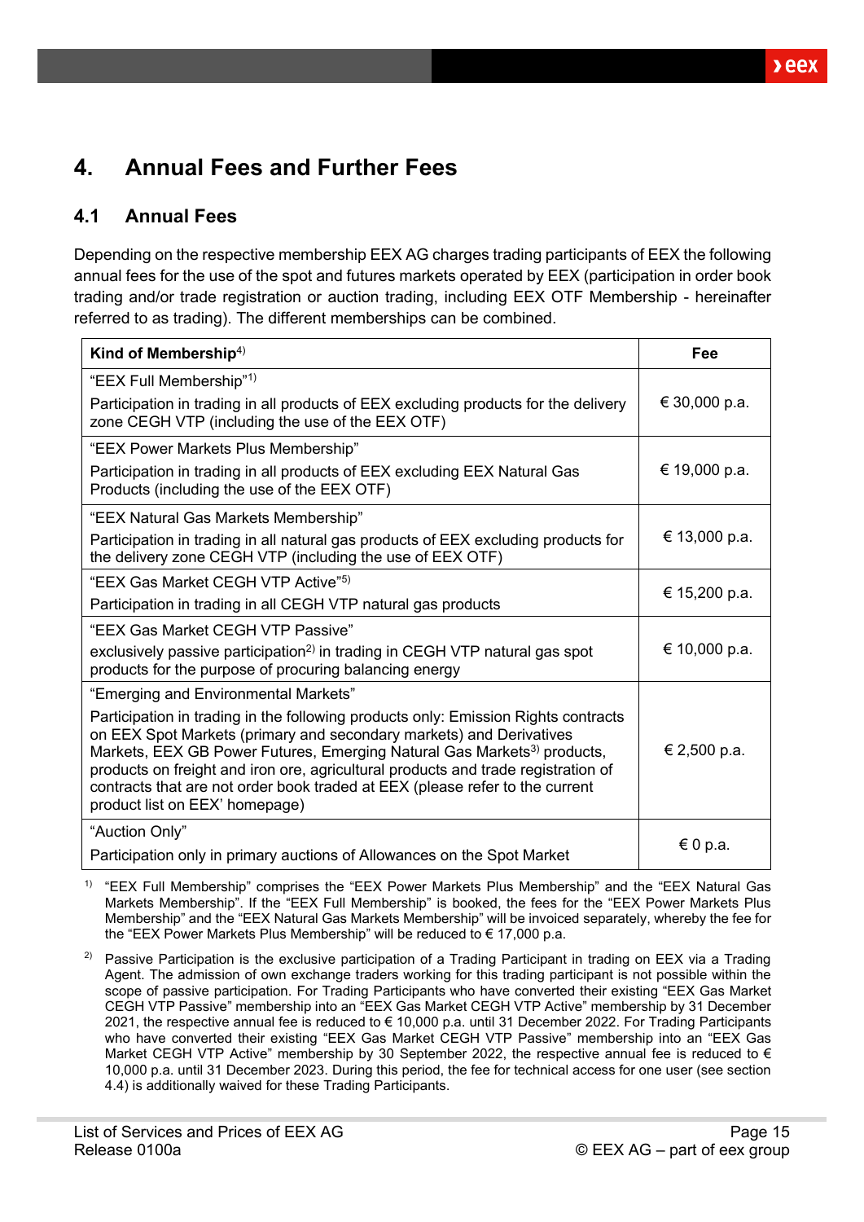# 4. Annual Fees and Further Fees

## 4.1 Annual Fees

Depending on the respective membership EEX AG charges trading participants of EEX the following annual fees for the use of the spot and futures markets operated by EEX (participation in order book trading and/or trade registration or auction trading, including EEX OTF Membership - hereinafter referred to as trading). The different memberships can be combined.

| **Kind of Membership**[4)] | **Fee** |
|---|---|
| "EEX Full Membership"[1)]<br><br>Participation in trading in all products of EEX excluding products for the delivery zone CEGH VTP (including the use of the EEX OTF) | € 30,000 p.a. |
| "EEX Power Markets Plus Membership"<br><br>Participation in trading in all products of EEX excluding EEX Natural Gas Products (including the use of the EEX OTF) | € 19,000 p.a. |
| "EEX Natural Gas Markets Membership"<br><br>Participation in trading in all natural gas products of EEX excluding products for the delivery zone CEGH VTP (including the use of EEX OTF) | € 13,000 p.a. |
| "EEX Gas Market CEGH VTP Active"[5)]<br><br>Participation in trading in all CEGH VTP natural gas products | € 15,200 p.a. |
| "EEX Gas Market CEGH VTP Passive"<br><br>exclusively passive participation[2)] in trading in CEGH VTP natural gas spot products for the purpose of procuring balancing energy | € 10,000 p.a. |
| "Emerging and Environmental Markets"<br><br>Participation in trading in the following products only: Emission Rights contracts on EEX Spot Markets (primary and secondary markets) and Derivatives Markets, EEX GB Power Futures, Emerging Natural Gas Markets[3)] products, products on freight and iron ore, agricultural products and trade registration of contracts that are not order book traded at EEX (please refer to the current product list on EEX' homepage) | € 2,500 p.a. |
| "Auction Only"<br><br>Participation only in primary auctions of Allowances on the Spot Market | € 0 p.a. |

1) "EEX Full Membership" comprises the "EEX Power Markets Plus Membership" and the "EEX Natural Gas Markets Membership". If the "EEX Full Membership" is booked, the fees for the "EEX Power Markets Plus Membership" and the "EEX Natural Gas Markets Membership" will be invoiced separately, whereby the fee for the "EEX Power Markets Plus Membership" will be reduced to € 17,000 p.a.

2) Passive Participation is the exclusive participation of a Trading Participant in trading on EEX via a Trading Agent. The admission of own exchange traders working for this trading participant is not possible within the scope of passive participation. For Trading Participants who have converted their existing "EEX Gas Market CEGH VTP Passive" membership into an "EEX Gas Market CEGH VTP Active" membership by 31 December 2021, the respective annual fee is reduced to € 10,000 p.a. until 31 December 2022. For Trading Participants who have converted their existing "EEX Gas Market CEGH VTP Passive" membership into an "EEX Gas Market CEGH VTP Active" membership by 30 September 2022, the respective annual fee is reduced to € 10,000 p.a. until 31 December 2023. During this period, the fee for technical access for one user (see section 4.4) is additionally waived for these Trading Participants.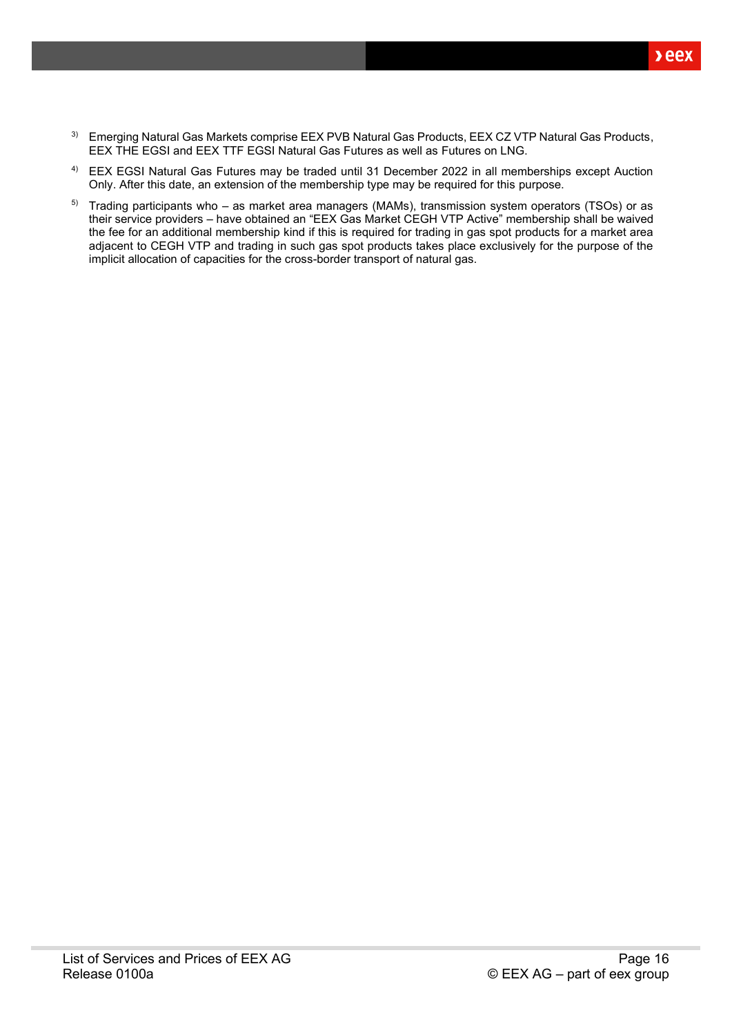[3] Emerging Natural Gas Markets comprise EEX PVB Natural Gas Products, EEX CZ VTP Natural Gas Products, EEX THE EGSI and EEX TTF EGSI Natural Gas Futures as well as Futures on LNG.

[4] EEX EGSI Natural Gas Futures may be traded until 31 December 2022 in all memberships except Auction Only. After this date, an extension of the membership type may be required for this purpose.

[5] Trading participants who – as market area managers (MAMs), transmission system operators (TSOs) or as their service providers – have obtained an "EEX Gas Market CEGH VTP Active" membership shall be waived the fee for an additional membership kind if this is required for trading in gas spot products for a market area adjacent to CEGH VTP and trading in such gas spot products takes place exclusively for the purpose of the implicit allocation of capacities for the cross-border transport of natural gas.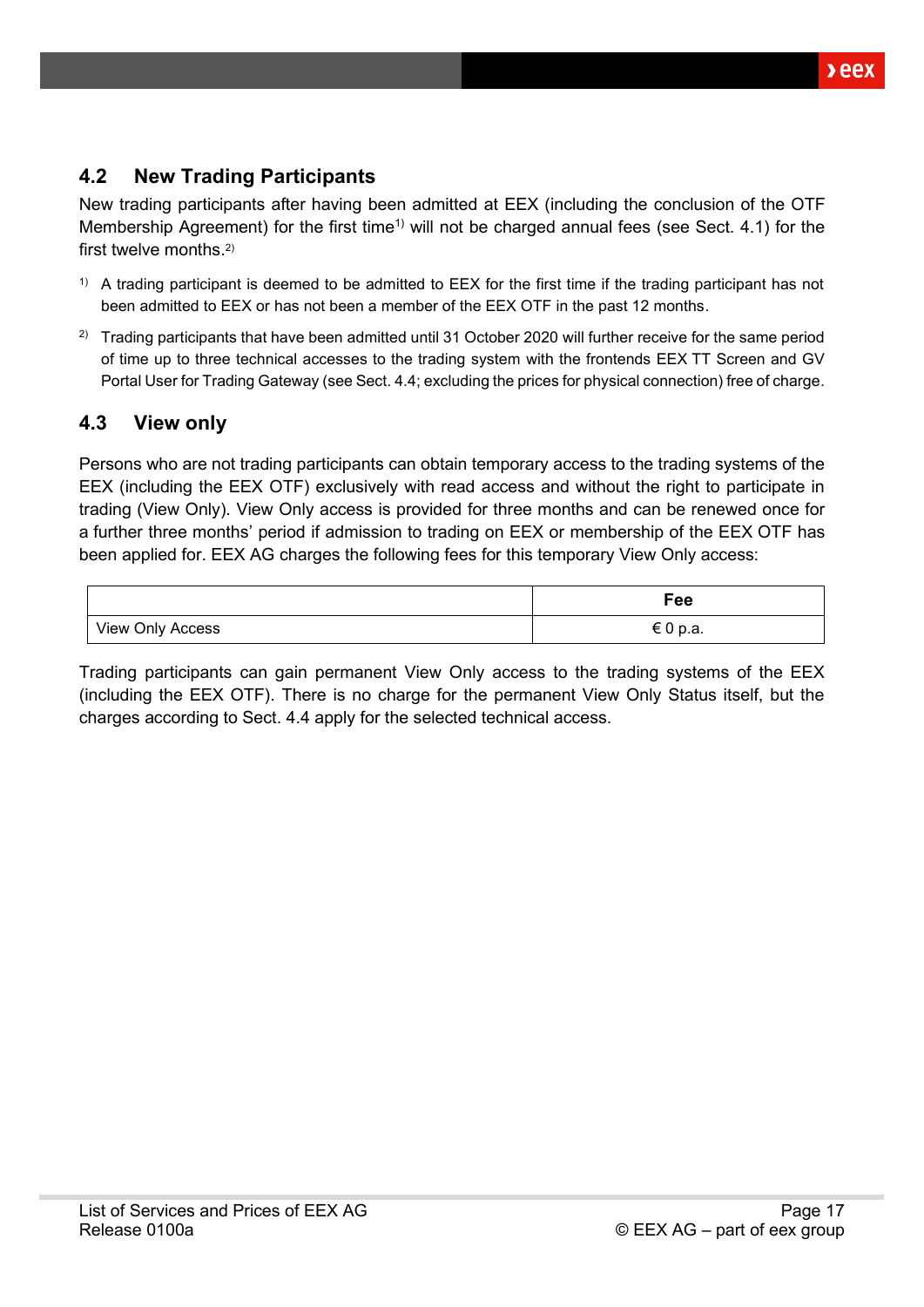## 4.2 New Trading Participants

New trading participants after having been admitted at EEX (including the conclusion of the OTF Membership Agreement) for the first time[1] will not be charged annual fees (see Sect. 4.1) for the first twelve months.[2]

[1] A trading participant is deemed to be admitted to EEX for the first time if the trading participant has not been admitted to EEX or has not been a member of the EEX OTF in the past 12 months.

[2] Trading participants that have been admitted until 31 October 2020 will further receive for the same period of time up to three technical accesses to the trading system with the frontends EEX TT Screen and GV Portal User for Trading Gateway (see Sect. 4.4; excluding the prices for physical connection) free of charge.

## 4.3 View only

Persons who are not trading participants can obtain temporary access to the trading systems of the EEX (including the EEX OTF) exclusively with read access and without the right to participate in trading (View Only). View Only access is provided for three months and can be renewed once for a further three months' period if admission to trading on EEX or membership of the EEX OTF has been applied for. EEX AG charges the following fees for this temporary View Only access:

| | Fee |
|---|---|
| View Only Access | € 0 p.a. |

Trading participants can gain permanent View Only access to the trading systems of the EEX (including the EEX OTF). There is no charge for the permanent View Only Status itself, but the charges according to Sect. 4.4 apply for the selected technical access.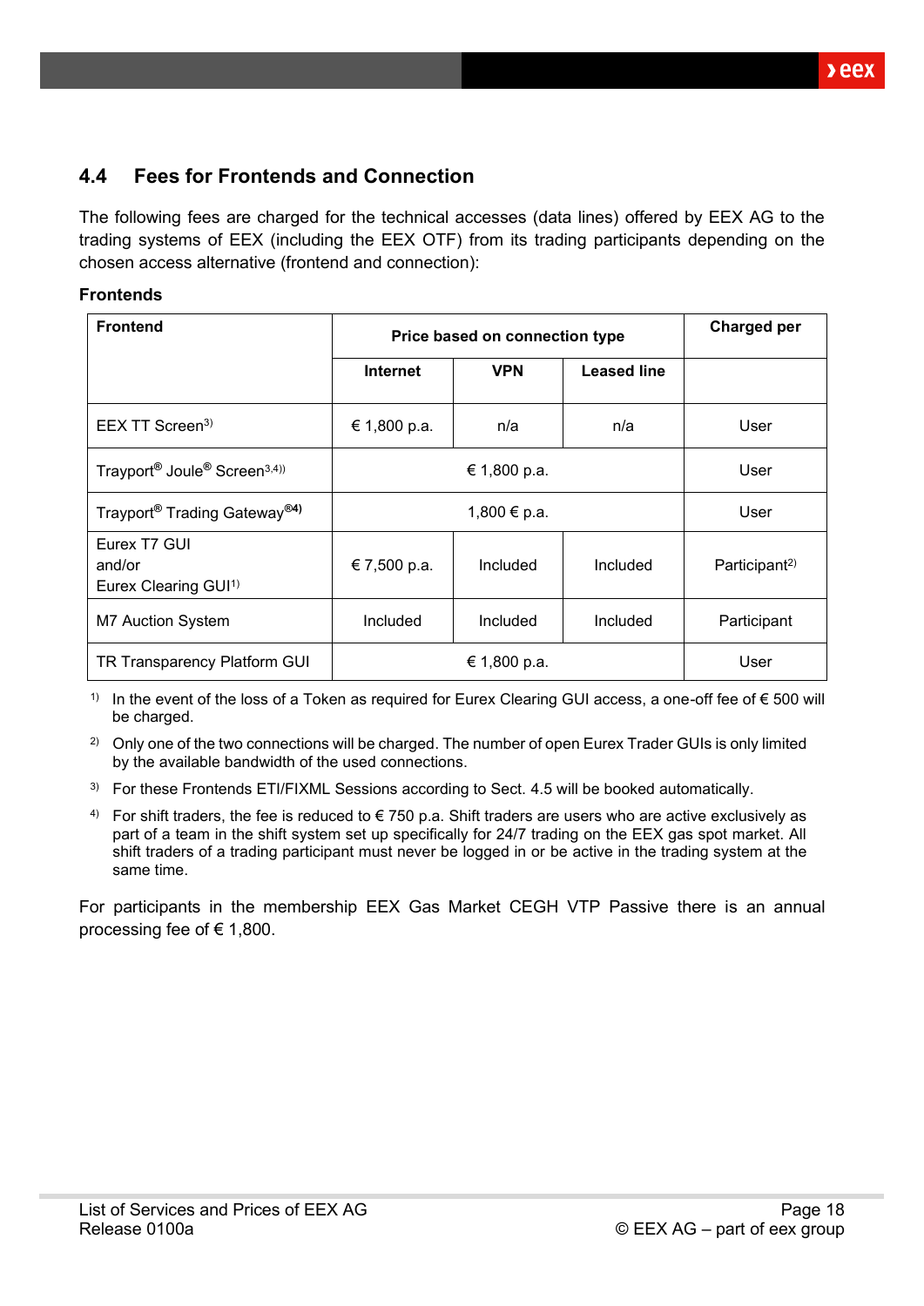## 4.4 Fees for Frontends and Connection

The following fees are charged for the technical accesses (data lines) offered by EEX AG to the trading systems of EEX (including the EEX OTF) from its trading participants depending on the chosen access alternative (frontend and connection):

**Frontends**

| Frontend | Price based on connection type | | | Charged per |
|---|---|---|---|---|
| | Internet | VPN | Leased line | |
| EEX TT Screen[3)] | € 1,800 p.a. | n/a | n/a | User |
| Trayport® Joule® Screen[3,4))] | € 1,800 p.a. | | | User |
| Trayport® Trading Gateway®[4)] | 1,800 € p.a. | | | User |
| Eurex T7 GUI and/or Eurex Clearing GUI[1)] | € 7,500 p.a. | Included | Included | Participant[2)] |
| M7 Auction System | Included | Included | Included | Participant |
| TR Transparency Platform GUI | € 1,800 p.a. | | | User |

[1)] In the event of the loss of a Token as required for Eurex Clearing GUI access, a one-off fee of € 500 will be charged.

[2)] Only one of the two connections will be charged. The number of open Eurex Trader GUIs is only limited by the available bandwidth of the used connections.

[3)] For these Frontends ETI/FIXML Sessions according to Sect. 4.5 will be booked automatically.

[4)] For shift traders, the fee is reduced to € 750 p.a. Shift traders are users who are active exclusively as part of a team in the shift system set up specifically for 24/7 trading on the EEX gas spot market. All shift traders of a trading participant must never be logged in or be active in the trading system at the same time.

For participants in the membership EEX Gas Market CEGH VTP Passive there is an annual processing fee of € 1,800.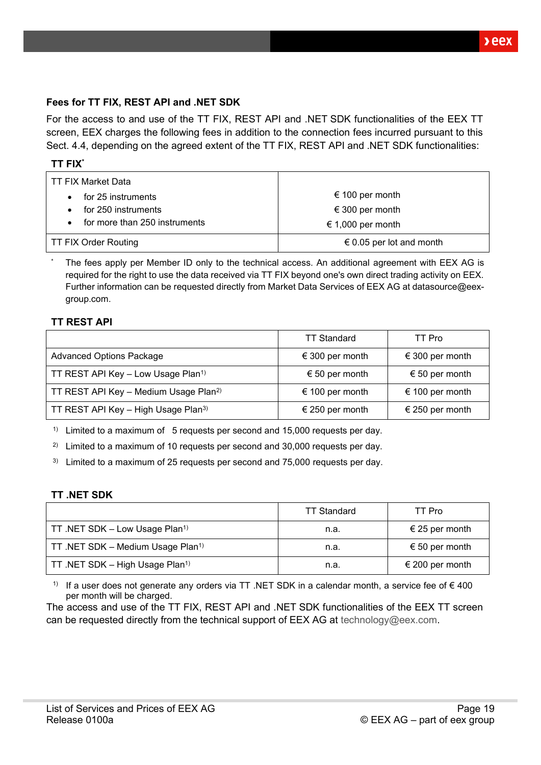**Fees for TT FIX, REST API and .NET SDK**

For the access to and use of the TT FIX, REST API and .NET SDK functionalities of the EEX TT screen, EEX charges the following fees in addition to the connection fees incurred pursuant to this Sect. 4.4, depending on the agreed extent of the TT FIX, REST API and .NET SDK functionalities:

**TT FIX***

| TT FIX Market Data | |
|---|---|
| • for 25 instruments | € 100 per month |
| • for 250 instruments | € 300 per month |
| • for more than 250 instruments | € 1,000 per month |
| TT FIX Order Routing | € 0.05 per lot and month |

\* The fees apply per Member ID only to the technical access. An additional agreement with EEX AG is required for the right to use the data received via TT FIX beyond one's own direct trading activity on EEX. Further information can be requested directly from Market Data Services of EEX AG at datasource@eex-group.com.

**TT REST API**

| | TT Standard | TT Pro |
|---|---|---|
| Advanced Options Package | € 300 per month | € 300 per month |
| TT REST API Key – Low Usage Plan[1] | € 50 per month | € 50 per month |
| TT REST API Key – Medium Usage Plan[2] | € 100 per month | € 100 per month |
| TT REST API Key – High Usage Plan[3] | € 250 per month | € 250 per month |

[1] Limited to a maximum of 5 requests per second and 15,000 requests per day.

[2] Limited to a maximum of 10 requests per second and 30,000 requests per day.

[3] Limited to a maximum of 25 requests per second and 75,000 requests per day.

**TT .NET SDK**

| | TT Standard | TT Pro |
|---|---|---|
| TT .NET SDK – Low Usage Plan[1] | n.a. | € 25 per month |
| TT .NET SDK – Medium Usage Plan[1] | n.a. | € 50 per month |
| TT .NET SDK – High Usage Plan[1] | n.a. | € 200 per month |

[1] If a user does not generate any orders via TT .NET SDK in a calendar month, a service fee of € 400 per month will be charged.

The access and use of the TT FIX, REST API and .NET SDK functionalities of the EEX TT screen can be requested directly from the technical support of EEX AG at technology@eex.com.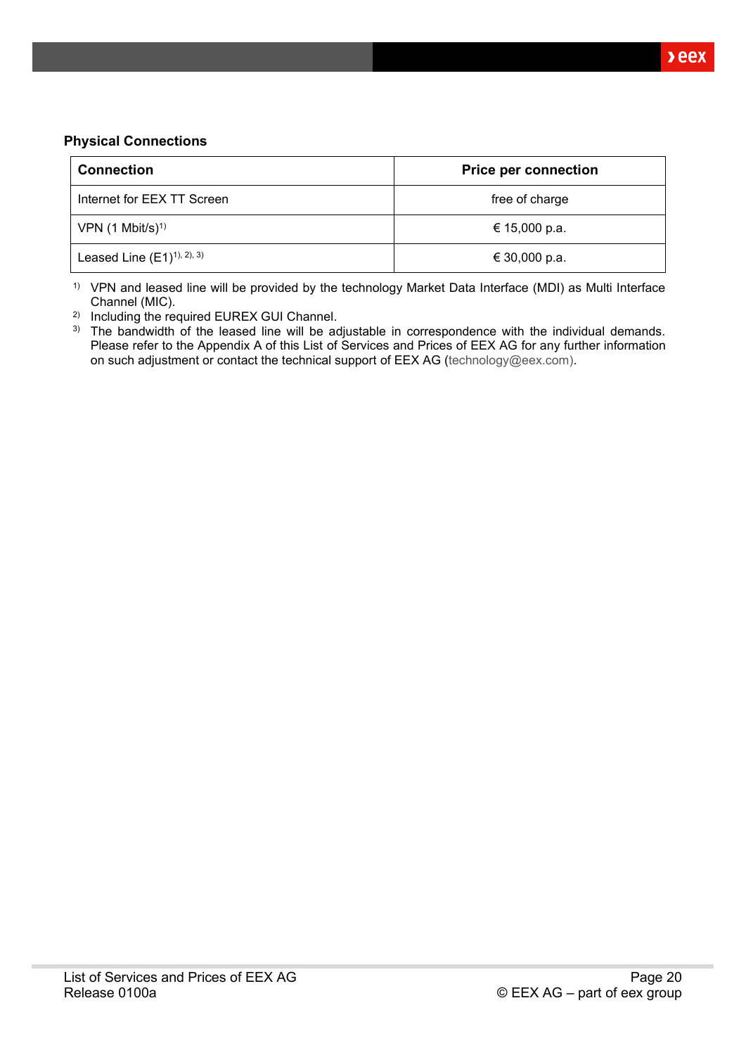**Physical Connections**

| Connection | Price per connection |
| --- | --- |
| Internet for EEX TT Screen | free of charge |
| VPN (1 Mbit/s)[1)] | € 15,000 p.a. |
| Leased Line (E1)[1), 2), 3)] | € 30,000 p.a. |

1) VPN and leased line will be provided by the technology Market Data Interface (MDI) as Multi Interface Channel (MIC).

2) Including the required EUREX GUI Channel.

3) The bandwidth of the leased line will be adjustable in correspondence with the individual demands. Please refer to the Appendix A of this List of Services and Prices of EEX AG for any further information on such adjustment or contact the technical support of EEX AG (technology@eex.com).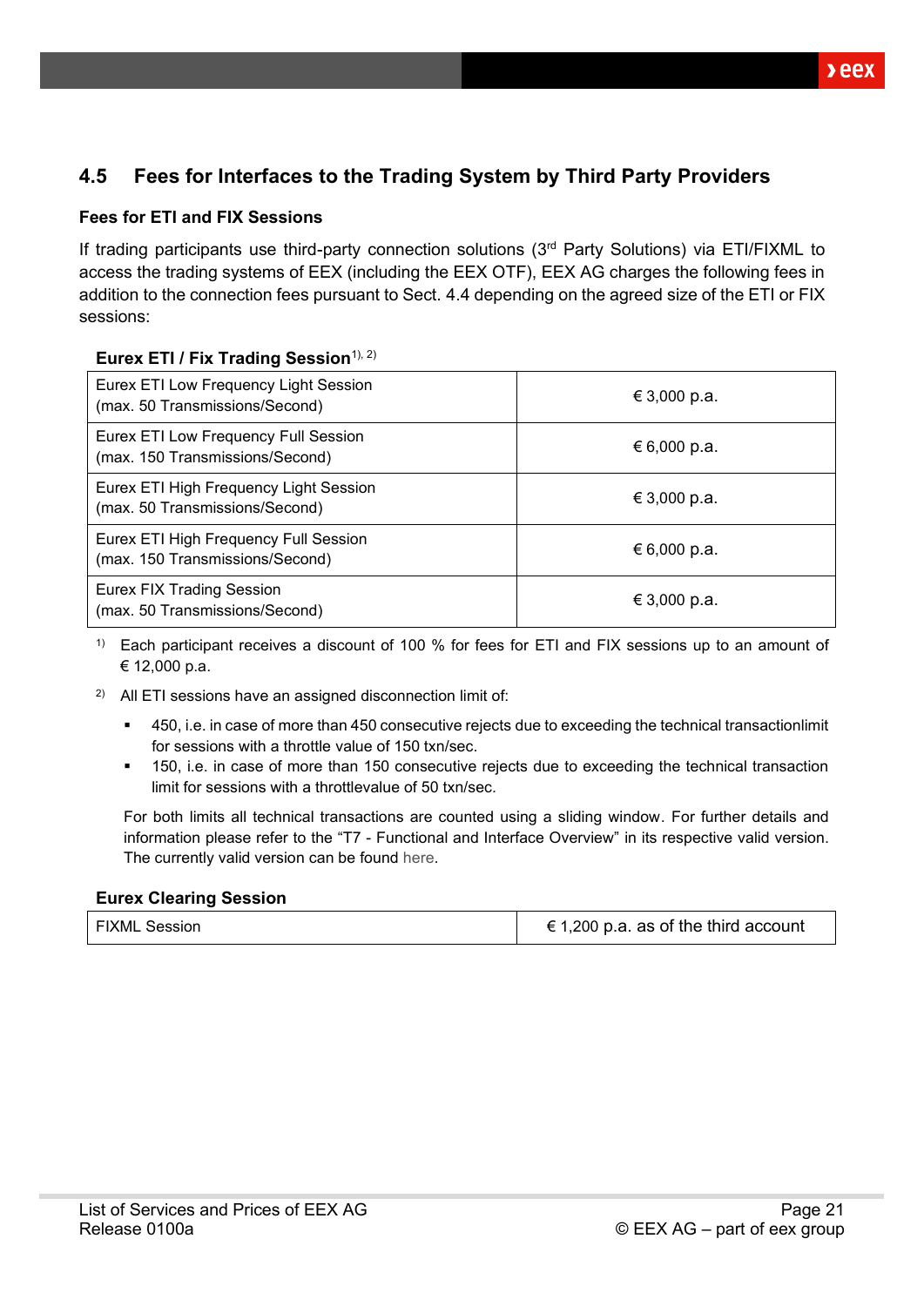## 4.5 Fees for Interfaces to the Trading System by Third Party Providers

### Fees for ETI and FIX Sessions

If trading participants use third-party connection solutions (3rd Party Solutions) via ETI/FIXML to access the trading systems of EEX (including the EEX OTF), EEX AG charges the following fees in addition to the connection fees pursuant to Sect. 4.4 depending on the agreed size of the ETI or FIX sessions:

**Eurex ETI / Fix Trading Session**[1), 2)]

| | |
|---|---|
| Eurex ETI Low Frequency Light Session (max. 50 Transmissions/Second) | € 3,000 p.a. |
| Eurex ETI Low Frequency Full Session (max. 150 Transmissions/Second) | € 6,000 p.a. |
| Eurex ETI High Frequency Light Session (max. 50 Transmissions/Second) | € 3,000 p.a. |
| Eurex ETI High Frequency Full Session (max. 150 Transmissions/Second) | € 6,000 p.a. |
| Eurex FIX Trading Session (max. 50 Transmissions/Second) | € 3,000 p.a. |

1) Each participant receives a discount of 100 % for fees for ETI and FIX sessions up to an amount of € 12,000 p.a.

2) All ETI sessions have an assigned disconnection limit of:

- 450, i.e. in case of more than 450 consecutive rejects due to exceeding the technical transactionlimit for sessions with a throttle value of 150 txn/sec.
- 150, i.e. in case of more than 150 consecutive rejects due to exceeding the technical transaction limit for sessions with a throttlevalue of 50 txn/sec.

For both limits all technical transactions are counted using a sliding window. For further details and information please refer to the "T7 - Functional and Interface Overview" in its respective valid version. The currently valid version can be found here.

**Eurex Clearing Session**

| | |
|---|---|
| FIXML Session | € 1,200 p.a. as of the third account |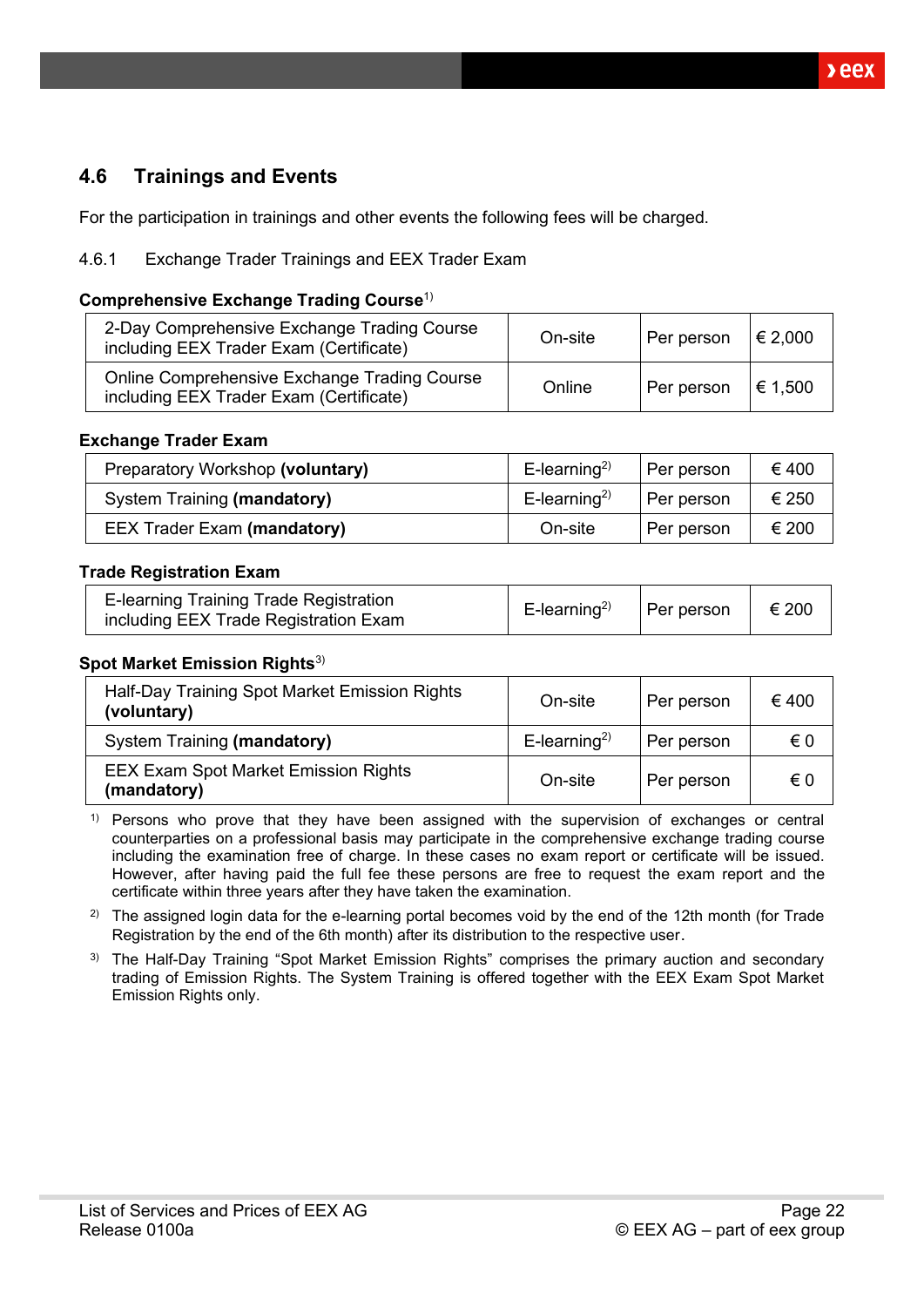## 4.6 Trainings and Events

For the participation in trainings and other events the following fees will be charged.

### 4.6.1 Exchange Trader Trainings and EEX Trader Exam

**Comprehensive Exchange Trading Course**[1)]

| | | | |
|---|---|---|---|
| 2-Day Comprehensive Exchange Trading Course including EEX Trader Exam (Certificate) | On-site | Per person | € 2,000 |
| Online Comprehensive Exchange Trading Course including EEX Trader Exam (Certificate) | Online | Per person | € 1,500 |

**Exchange Trader Exam**

| | | | |
|---|---|---|---|
| Preparatory Workshop **(voluntary)** | E-learning[2)] | Per person | € 400 |
| System Training **(mandatory)** | E-learning[2)] | Per person | € 250 |
| EEX Trader Exam **(mandatory)** | On-site | Per person | € 200 |

**Trade Registration Exam**

| | | | |
|---|---|---|---|
| E-learning Training Trade Registration including EEX Trade Registration Exam | E-learning[2)] | Per person | € 200 |

**Spot Market Emission Rights**[3)]

| | | | |
|---|---|---|---|
| Half-Day Training Spot Market Emission Rights **(voluntary)** | On-site | Per person | € 400 |
| System Training **(mandatory)** | E-learning[2)] | Per person | € 0 |
| EEX Exam Spot Market Emission Rights **(mandatory)** | On-site | Per person | € 0 |

[1)] Persons who prove that they have been assigned with the supervision of exchanges or central counterparties on a professional basis may participate in the comprehensive exchange trading course including the examination free of charge. In these cases no exam report or certificate will be issued. However, after having paid the full fee these persons are free to request the exam report and the certificate within three years after they have taken the examination.

[2)] The assigned login data for the e-learning portal becomes void by the end of the 12th month (for Trade Registration by the end of the 6th month) after its distribution to the respective user.

[3)] The Half-Day Training "Spot Market Emission Rights" comprises the primary auction and secondary trading of Emission Rights. The System Training is offered together with the EEX Exam Spot Market Emission Rights only.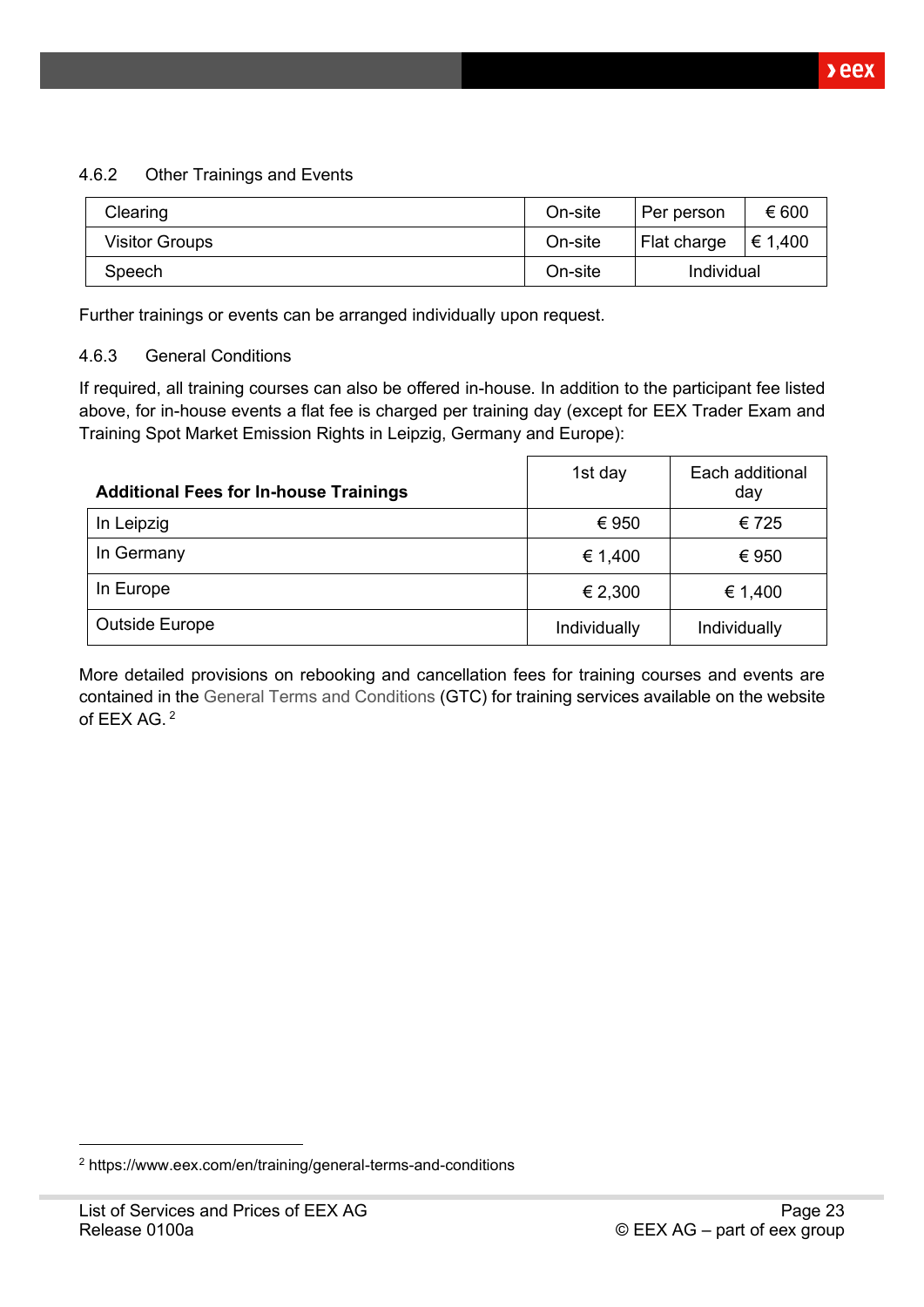#### 4.6.2 Other Trainings and Events

| Clearing | On-site | Per person | € 600 |
|---|---|---|---|
| Visitor Groups | On-site | Flat charge | € 1,400 |
| Speech | On-site | Individual | |

Further trainings or events can be arranged individually upon request.

#### 4.6.3 General Conditions

If required, all training courses can also be offered in-house. In addition to the participant fee listed above, for in-house events a flat fee is charged per training day (except for EEX Trader Exam and Training Spot Market Emission Rights in Leipzig, Germany and Europe):

| **Additional Fees for In-house Trainings** | 1st day | Each additional day |
|---|---|---|
| In Leipzig | € 950 | € 725 |
| In Germany | € 1,400 | € 950 |
| In Europe | € 2,300 | € 1,400 |
| Outside Europe | Individually | Individually |

More detailed provisions on rebooking and cancellation fees for training courses and events are contained in the General Terms and Conditions (GTC) for training services available on the website of EEX AG. [2]

[2] https://www.eex.com/en/training/general-terms-and-conditions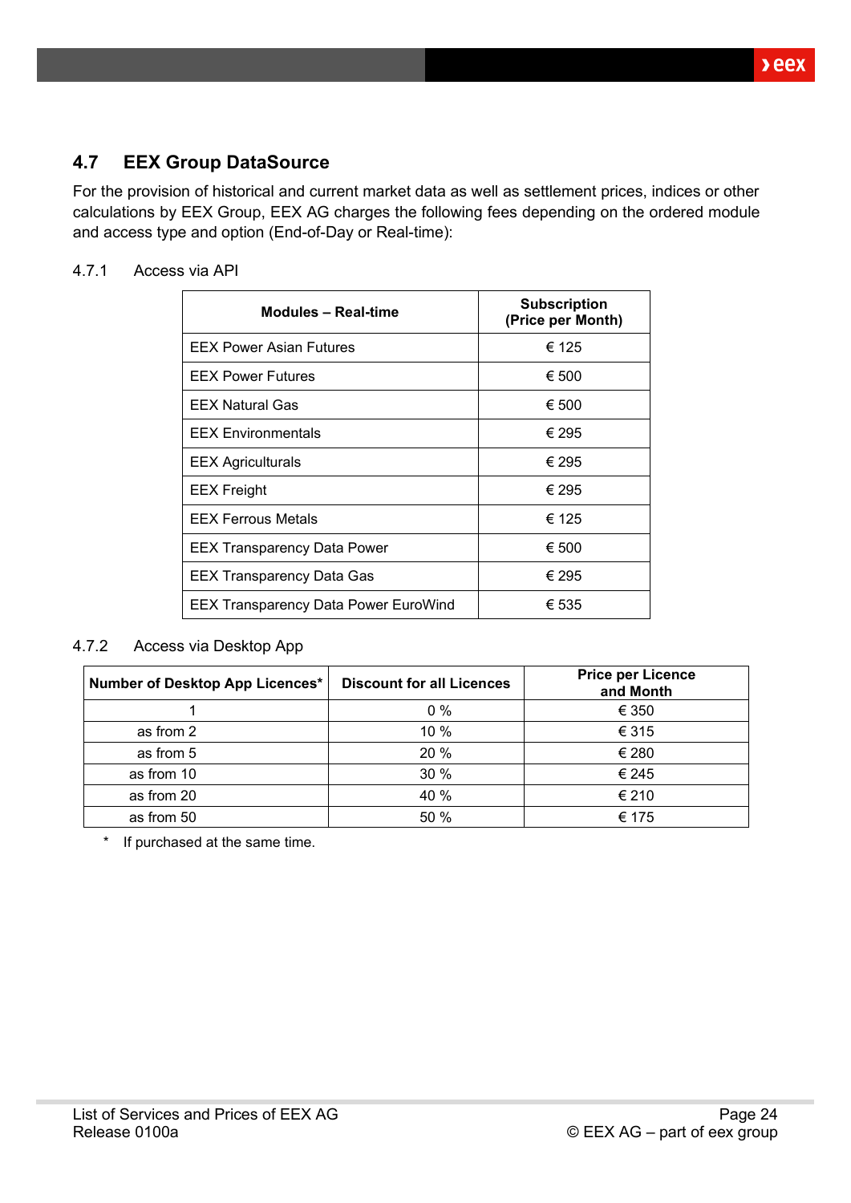## 4.7 EEX Group DataSource

For the provision of historical and current market data as well as settlement prices, indices or other calculations by EEX Group, EEX AG charges the following fees depending on the ordered module and access type and option (End-of-Day or Real-time):

### 4.7.1 Access via API

| Modules – Real-time | Subscription (Price per Month) |
|---|---|
| EEX Power Asian Futures | € 125 |
| EEX Power Futures | € 500 |
| EEX Natural Gas | € 500 |
| EEX Environmentals | € 295 |
| EEX Agriculturals | € 295 |
| EEX Freight | € 295 |
| EEX Ferrous Metals | € 125 |
| EEX Transparency Data Power | € 500 |
| EEX Transparency Data Gas | € 295 |
| EEX Transparency Data Power EuroWind | € 535 |

### 4.7.2 Access via Desktop App

| Number of Desktop App Licences* | Discount for all Licences | Price per Licence and Month |
|---|---|---|
| 1 | 0 % | € 350 |
| as from 2 | 10 % | € 315 |
| as from 5 | 20 % | € 280 |
| as from 10 | 30 % | € 245 |
| as from 20 | 40 % | € 210 |
| as from 50 | 50 % | € 175 |

\* If purchased at the same time.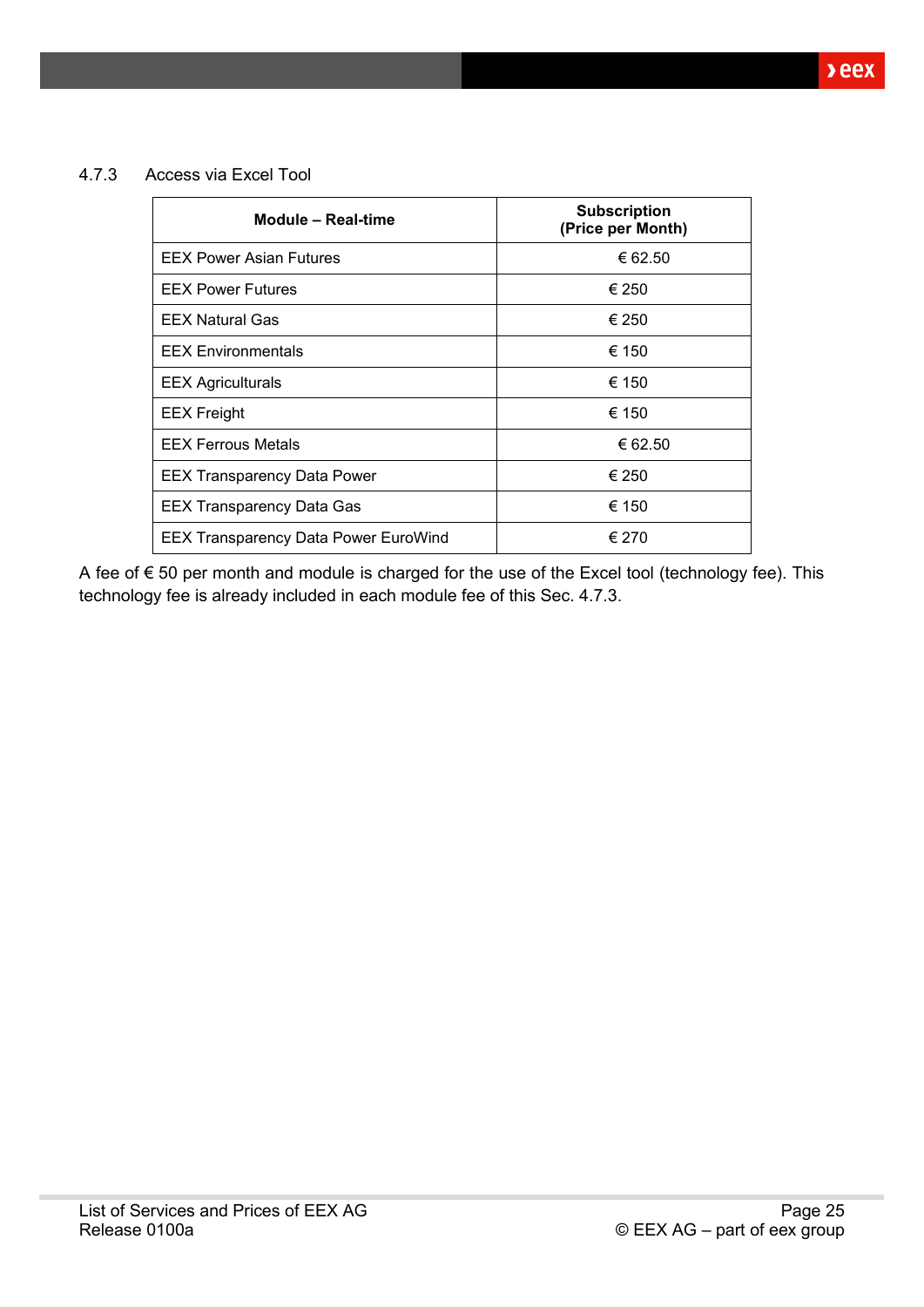### 4.7.3 Access via Excel Tool

| Module – Real-time | Subscription (Price per Month) |
|---|---|
| EEX Power Asian Futures | € 62.50 |
| EEX Power Futures | € 250 |
| EEX Natural Gas | € 250 |
| EEX Environmentals | € 150 |
| EEX Agriculturals | € 150 |
| EEX Freight | € 150 |
| EEX Ferrous Metals | € 62.50 |
| EEX Transparency Data Power | € 250 |
| EEX Transparency Data Gas | € 150 |
| EEX Transparency Data Power EuroWind | € 270 |

A fee of € 50 per month and module is charged for the use of the Excel tool (technology fee). This technology fee is already included in each module fee of this Sec. 4.7.3.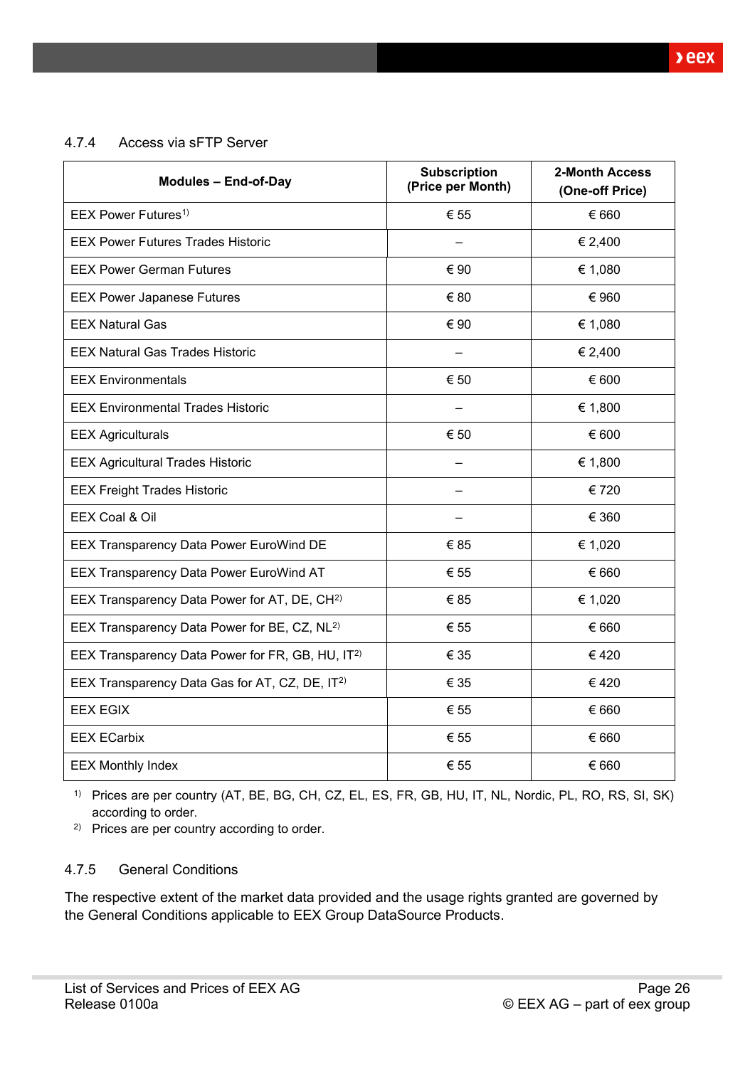### 4.7.4 Access via sFTP Server

| Modules – End-of-Day | Subscription (Price per Month) | 2-Month Access (One-off Price) |
|---|---|---|
| EEX Power Futures[1] | € 55 | € 660 |
| EEX Power Futures Trades Historic | – | € 2,400 |
| EEX Power German Futures | € 90 | € 1,080 |
| EEX Power Japanese Futures | € 80 | € 960 |
| EEX Natural Gas | € 90 | € 1,080 |
| EEX Natural Gas Trades Historic | – | € 2,400 |
| EEX Environmentals | € 50 | € 600 |
| EEX Environmental Trades Historic | – | € 1,800 |
| EEX Agriculturals | € 50 | € 600 |
| EEX Agricultural Trades Historic | – | € 1,800 |
| EEX Freight Trades Historic | – | € 720 |
| EEX Coal & Oil | – | € 360 |
| EEX Transparency Data Power EuroWind DE | € 85 | € 1,020 |
| EEX Transparency Data Power EuroWind AT | € 55 | € 660 |
| EEX Transparency Data Power for AT, DE, CH[2] | € 85 | € 1,020 |
| EEX Transparency Data Power for BE, CZ, NL[2] | € 55 | € 660 |
| EEX Transparency Data Power for FR, GB, HU, IT[2] | € 35 | € 420 |
| EEX Transparency Data Gas for AT, CZ, DE, IT[2] | € 35 | € 420 |
| EEX EGIX | € 55 | € 660 |
| EEX ECarbix | € 55 | € 660 |
| EEX Monthly Index | € 55 | € 660 |

1) Prices are per country (AT, BE, BG, CH, CZ, EL, ES, FR, GB, HU, IT, NL, Nordic, PL, RO, RS, SI, SK) according to order.

2) Prices are per country according to order.

### 4.7.5 General Conditions

The respective extent of the market data provided and the usage rights granted are governed by the General Conditions applicable to EEX Group DataSource Products.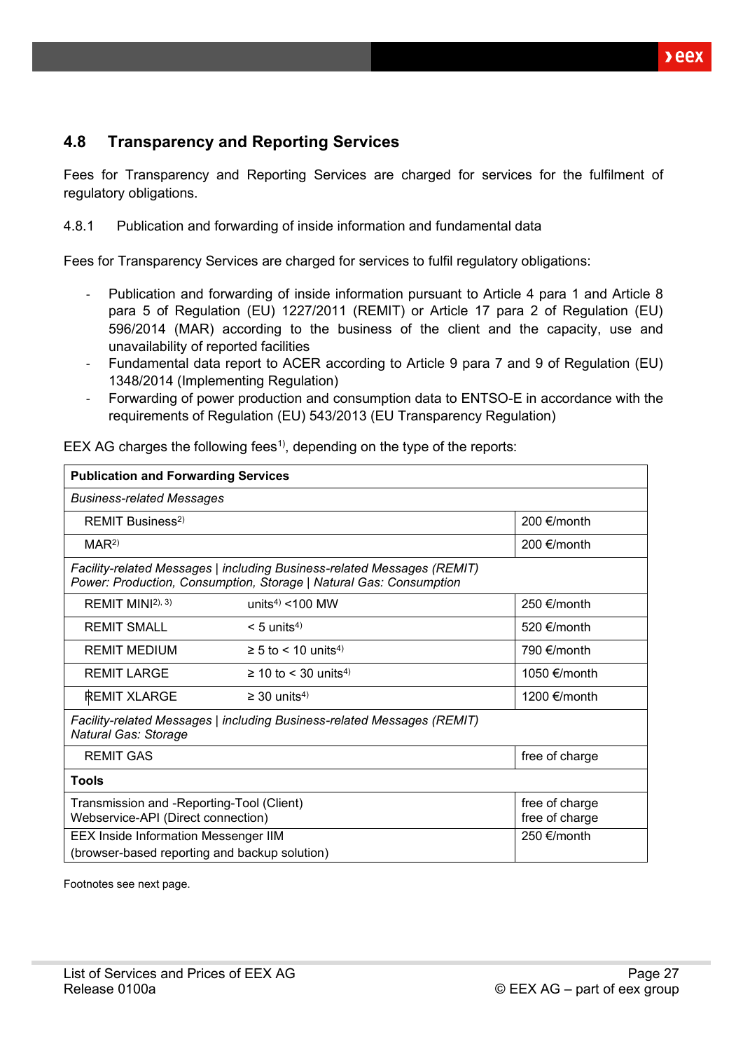## 4.8 Transparency and Reporting Services

Fees for Transparency and Reporting Services are charged for services for the fulfilment of regulatory obligations.

4.8.1 Publication and forwarding of inside information and fundamental data

Fees for Transparency Services are charged for services to fulfil regulatory obligations:

- Publication and forwarding of inside information pursuant to Article 4 para 1 and Article 8 para 5 of Regulation (EU) 1227/2011 (REMIT) or Article 17 para 2 of Regulation (EU) 596/2014 (MAR) according to the business of the client and the capacity, use and unavailability of reported facilities
- Fundamental data report to ACER according to Article 9 para 7 and 9 of Regulation (EU) 1348/2014 (Implementing Regulation)
- Forwarding of power production and consumption data to ENTSO-E in accordance with the requirements of Regulation (EU) 543/2013 (EU Transparency Regulation)

EEX AG charges the following fees[1], depending on the type of the reports:

| **Publication and Forwarding Services** | | |
|---|---|---|
| *Business-related Messages* | | |
| REMIT Business[2] | | 200 €/month |
| MAR[2] | | 200 €/month |
| *Facility-related Messages \| including Business-related Messages (REMIT)*<br>*Power: Production, Consumption, Storage \| Natural Gas: Consumption* | | |
| REMIT MINI[2), 3)] | units[4] <100 MW | 250 €/month |
| REMIT SMALL | < 5 units[4] | 520 €/month |
| REMIT MEDIUM | ≥ 5 to < 10 units[4] | 790 €/month |
| REMIT LARGE | ≥ 10 to < 30 units[4] | 1050 €/month |
| REMIT XLARGE | ≥ 30 units[4] | 1200 €/month |
| *Facility-related Messages \| including Business-related Messages (REMIT)*<br>*Natural Gas: Storage* | | |
| REMIT GAS | | free of charge |
| **Tools** | | |
| Transmission and -Reporting-Tool (Client)<br>Webservice-API (Direct connection) | | free of charge<br>free of charge |
| EEX Inside Information Messenger IIM<br>(browser-based reporting and backup solution) | | 250 €/month |

Footnotes see next page.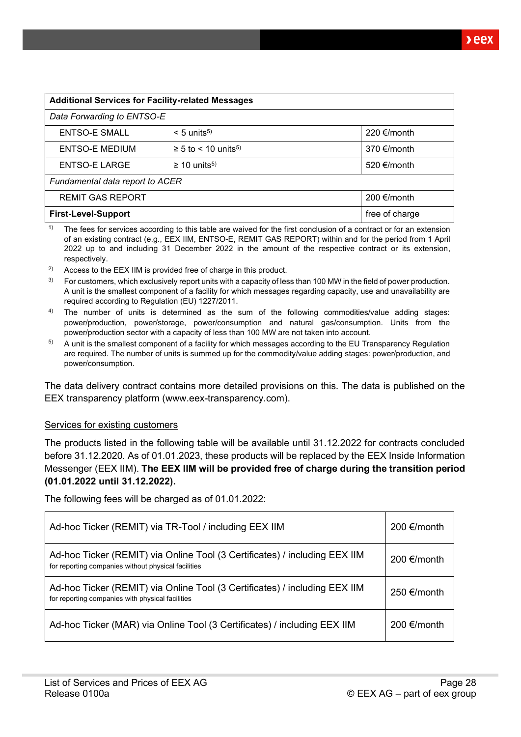| Additional Services for Facility-related Messages | | |
|---|---|---|
| *Data Forwarding to ENTSO-E* | | |
| ENTSO-E SMALL | < 5 units[5)] | 220 €/month |
| ENTSO-E MEDIUM | ≥ 5 to < 10 units[5)] | 370 €/month |
| ENTSO-E LARGE | ≥ 10 units[5)] | 520 €/month |
| *Fundamental data report to ACER* | | |
| REMIT GAS REPORT | | 200 €/month |
| **First-Level-Support** | | free of charge |

[1)] The fees for services according to this table are waived for the first conclusion of a contract or for an extension of an existing contract (e.g., EEX IIM, ENTSO-E, REMIT GAS REPORT) within and for the period from 1 April 2022 up to and including 31 December 2022 in the amount of the respective contract or its extension, respectively.

[2)] Access to the EEX IIM is provided free of charge in this product.

[3)] For customers, which exclusively report units with a capacity of less than 100 MW in the field of power production. A unit is the smallest component of a facility for which messages regarding capacity, use and unavailability are required according to Regulation (EU) 1227/2011.

[4)] The number of units is determined as the sum of the following commodities/value adding stages: power/production, power/storage, power/consumption and natural gas/consumption. Units from the power/production sector with a capacity of less than 100 MW are not taken into account.

[5)] A unit is the smallest component of a facility for which messages according to the EU Transparency Regulation are required. The number of units is summed up for the commodity/value adding stages: power/production, and power/consumption.

The data delivery contract contains more detailed provisions on this. The data is published on the EEX transparency platform (www.eex-transparency.com).

<u>Services for existing customers</u>

The products listed in the following table will be available until 31.12.2022 for contracts concluded before 31.12.2020. As of 01.01.2023, these products will be replaced by the EEX Inside Information Messenger (EEX IIM). **The EEX IIM will be provided free of charge during the transition period (01.01.2022 until 31.12.2022).**

The following fees will be charged as of 01.01.2022:

| Service | Fee |
|---|---|
| Ad-hoc Ticker (REMIT) via TR-Tool / including EEX IIM | 200 €/month |
| Ad-hoc Ticker (REMIT) via Online Tool (3 Certificates) / including EEX IIM<br>for reporting companies without physical facilities | 200 €/month |
| Ad-hoc Ticker (REMIT) via Online Tool (3 Certificates) / including EEX IIM<br>for reporting companies with physical facilities | 250 €/month |
| Ad-hoc Ticker (MAR) via Online Tool (3 Certificates) / including EEX IIM | 200 €/month |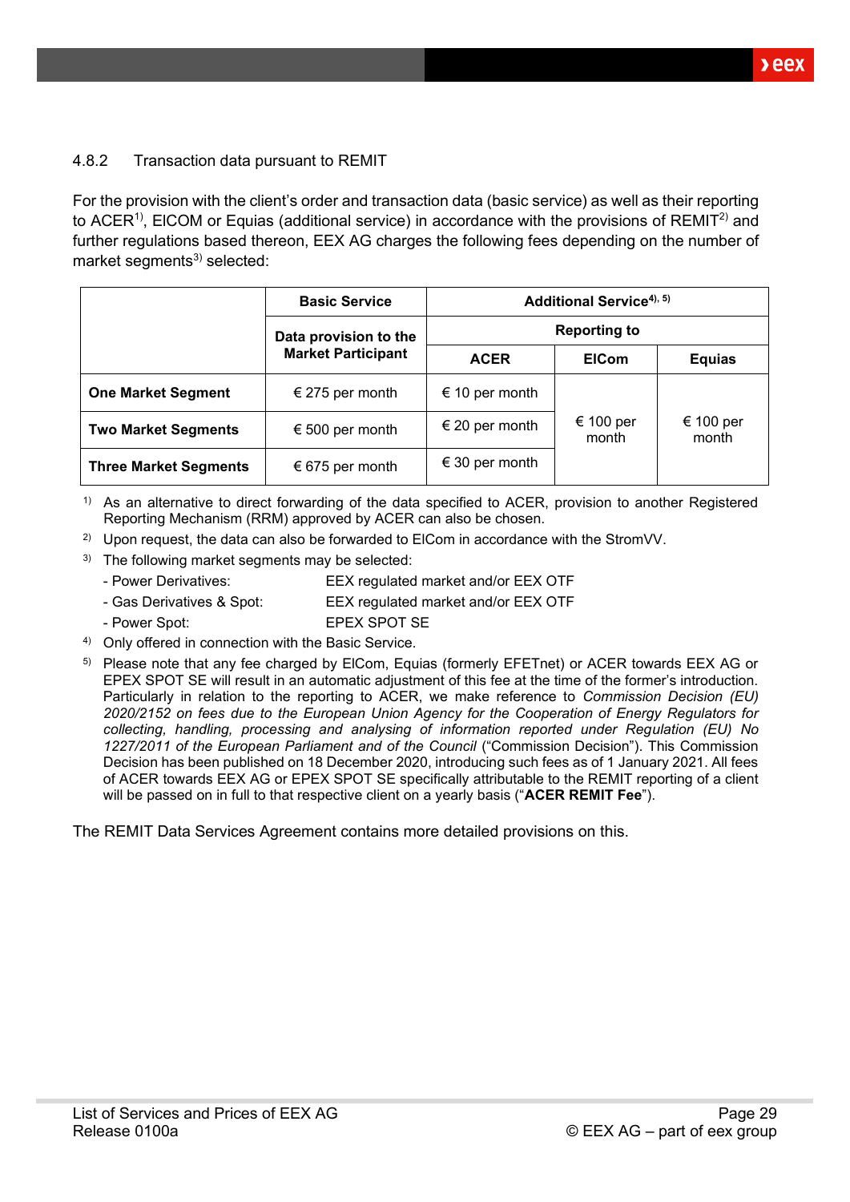### 4.8.2 Transaction data pursuant to REMIT

For the provision with the client's order and transaction data (basic service) as well as their reporting to ACER[1], ElCOM or Equias (additional service) in accordance with the provisions of REMIT[2] and further regulations based thereon, EEX AG charges the following fees depending on the number of market segments[3] selected:

| | Basic Service | Additional Service[4), 5)] | | |
|---|---|---|---|---|
| | Data provision to the Market Participant | Reporting to | | |
| | | ACER | ElCom | Equias |
| **One Market Segment** | € 275 per month | € 10 per month | € 100 per month | € 100 per month |
| **Two Market Segments** | € 500 per month | € 20 per month | | |
| **Three Market Segments** | € 675 per month | € 30 per month | | |

1) As an alternative to direct forwarding of the data specified to ACER, provision to another Registered Reporting Mechanism (RRM) approved by ACER can also be chosen.

2) Upon request, the data can also be forwarded to ElCom in accordance with the StromVV.

3) The following market segments may be selected:
- Power Derivatives: EEX regulated market and/or EEX OTF
- Gas Derivatives & Spot: EEX regulated market and/or EEX OTF
- Power Spot: EPEX SPOT SE

4) Only offered in connection with the Basic Service.

5) Please note that any fee charged by ElCom, Equias (formerly EFETnet) or ACER towards EEX AG or EPEX SPOT SE will result in an automatic adjustment of this fee at the time of the former's introduction. Particularly in relation to the reporting to ACER, we make reference to *Commission Decision (EU) 2020/2152 on fees due to the European Union Agency for the Cooperation of Energy Regulators for collecting, handling, processing and analysing of information reported under Regulation (EU) No 1227/2011 of the European Parliament and of the Council* ("Commission Decision"). This Commission Decision has been published on 18 December 2020, introducing such fees as of 1 January 2021. All fees of ACER towards EEX AG or EPEX SPOT SE specifically attributable to the REMIT reporting of a client will be passed on in full to that respective client on a yearly basis ("**ACER REMIT Fee**").

The REMIT Data Services Agreement contains more detailed provisions on this.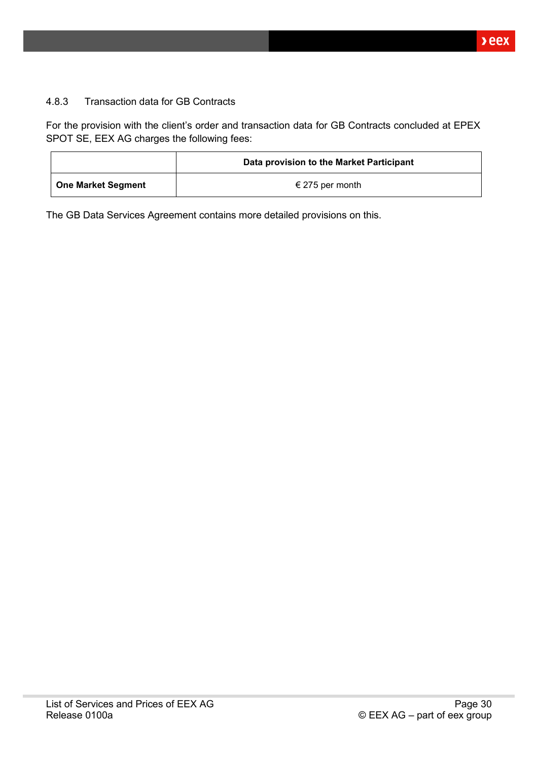#### 4.8.3 Transaction data for GB Contracts

For the provision with the client's order and transaction data for GB Contracts concluded at EPEX SPOT SE, EEX AG charges the following fees:

| | **Data provision to the Market Participant** |
|---|---|
| **One Market Segment** | € 275 per month |

The GB Data Services Agreement contains more detailed provisions on this.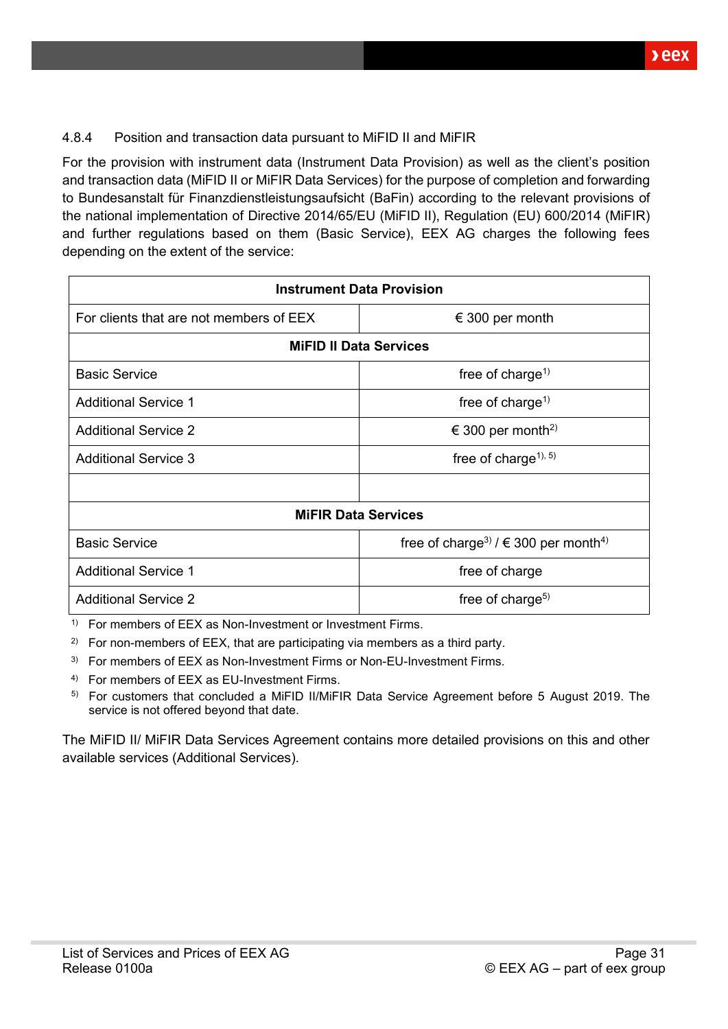#### 4.8.4 Position and transaction data pursuant to MiFID II and MiFIR

For the provision with instrument data (Instrument Data Provision) as well as the client's position and transaction data (MiFID II or MiFIR Data Services) for the purpose of completion and forwarding to Bundesanstalt für Finanzdienstleistungsaufsicht (BaFin) according to the relevant provisions of the national implementation of Directive 2014/65/EU (MiFID II), Regulation (EU) 600/2014 (MiFIR) and further regulations based on them (Basic Service), EEX AG charges the following fees depending on the extent of the service:

| **Instrument Data Provision** | |
|---|---|
| For clients that are not members of EEX | € 300 per month |
| **MiFID II Data Services** | |
| Basic Service | free of charge[1] |
| Additional Service 1 | free of charge[1] |
| Additional Service 2 | € 300 per month[2] |
| Additional Service 3 | free of charge[1), 5)] |
| | |
| **MiFIR Data Services** | |
| Basic Service | free of charge[3] / € 300 per month[4] |
| Additional Service 1 | free of charge |
| Additional Service 2 | free of charge[5] |

1) For members of EEX as Non-Investment or Investment Firms.

2) For non-members of EEX, that are participating via members as a third party.

3) For members of EEX as Non-Investment Firms or Non-EU-Investment Firms.

4) For members of EEX as EU-Investment Firms.

5) For customers that concluded a MiFID II/MiFIR Data Service Agreement before 5 August 2019. The service is not offered beyond that date.

The MiFID II/ MiFIR Data Services Agreement contains more detailed provisions on this and other available services (Additional Services).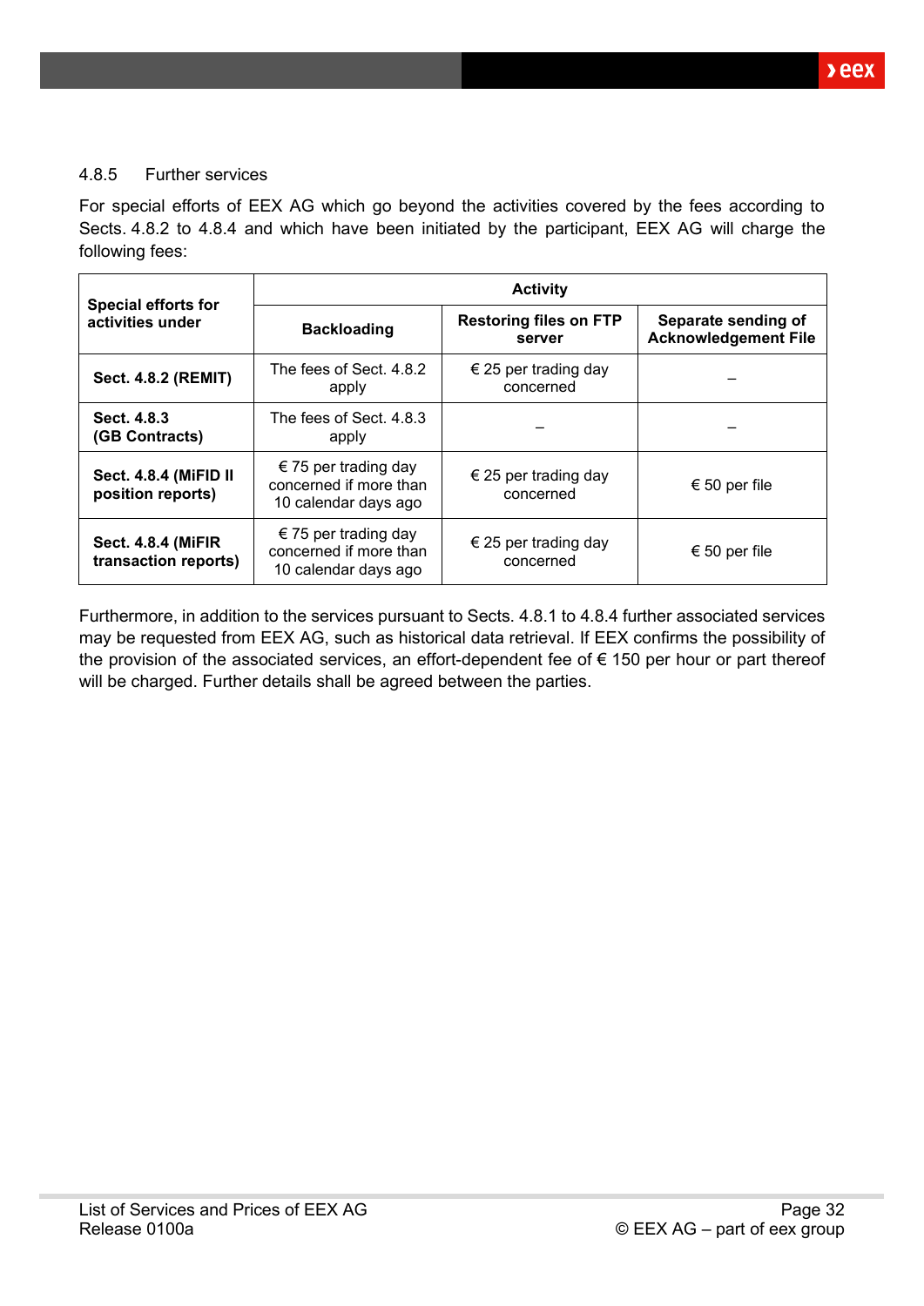#### 4.8.5 Further services

For special efforts of EEX AG which go beyond the activities covered by the fees according to Sects. 4.8.2 to 4.8.4 and which have been initiated by the participant, EEX AG will charge the following fees:

| Special efforts for activities under | Activity | | |
|---|---|---|---|
| | **Backloading** | **Restoring files on FTP server** | **Separate sending of Acknowledgement File** |
| **Sect. 4.8.2 (REMIT)** | The fees of Sect. 4.8.2 apply | € 25 per trading day concerned | – |
| **Sect. 4.8.3 (GB Contracts)** | The fees of Sect. 4.8.3 apply | – | – |
| **Sect. 4.8.4 (MiFID II position reports)** | € 75 per trading day concerned if more than 10 calendar days ago | € 25 per trading day concerned | € 50 per file |
| **Sect. 4.8.4 (MiFIR transaction reports)** | € 75 per trading day concerned if more than 10 calendar days ago | € 25 per trading day concerned | € 50 per file |

Furthermore, in addition to the services pursuant to Sects. 4.8.1 to 4.8.4 further associated services may be requested from EEX AG, such as historical data retrieval. If EEX confirms the possibility of the provision of the associated services, an effort-dependent fee of € 150 per hour or part thereof will be charged. Further details shall be agreed between the parties.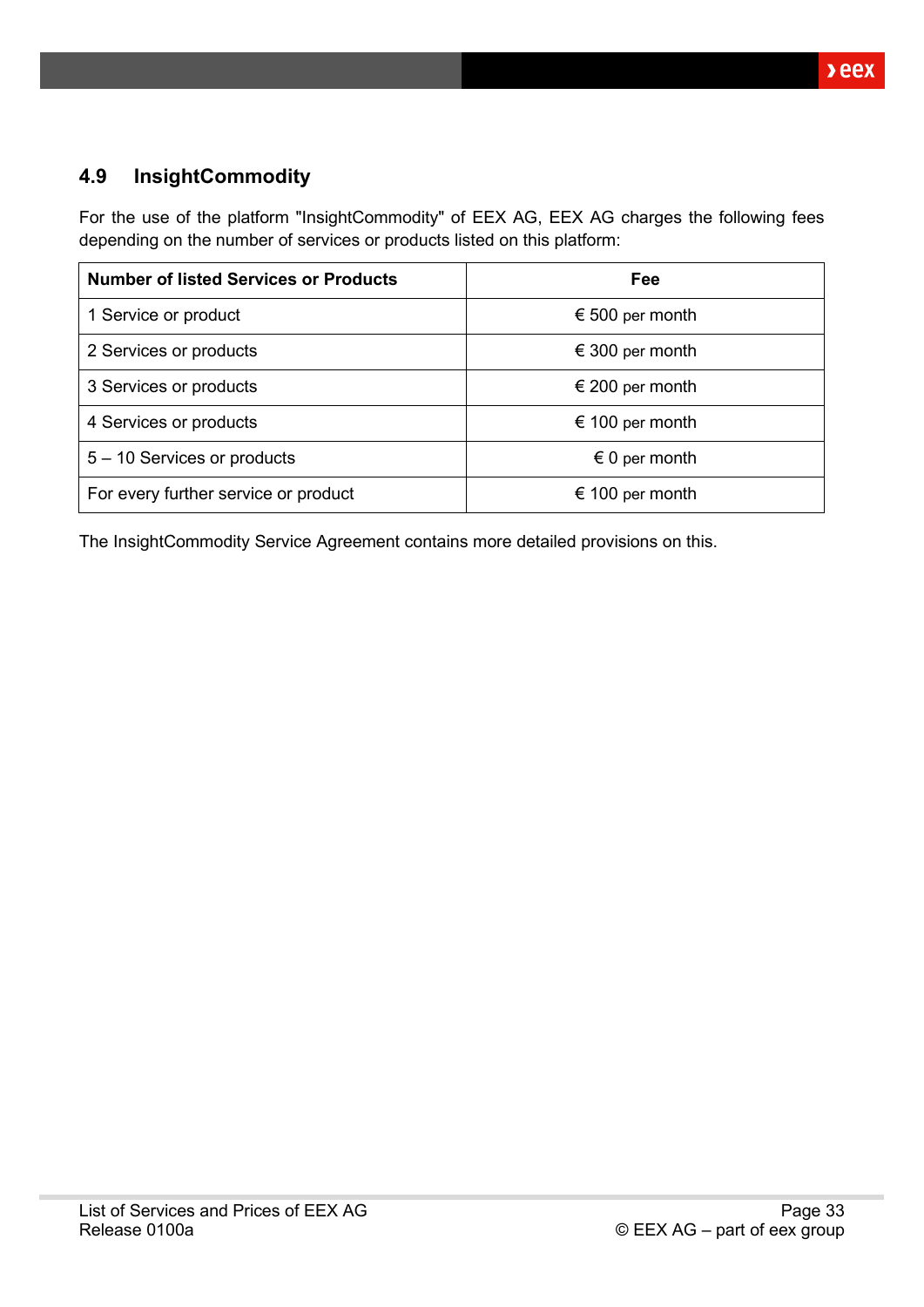## 4.9 InsightCommodity

For the use of the platform "InsightCommodity" of EEX AG, EEX AG charges the following fees depending on the number of services or products listed on this platform:

| Number of listed Services or Products | Fee |
|---|---|
| 1 Service or product | € 500 per month |
| 2 Services or products | € 300 per month |
| 3 Services or products | € 200 per month |
| 4 Services or products | € 100 per month |
| 5 – 10 Services or products | € 0 per month |
| For every further service or product | € 100 per month |

The InsightCommodity Service Agreement contains more detailed provisions on this.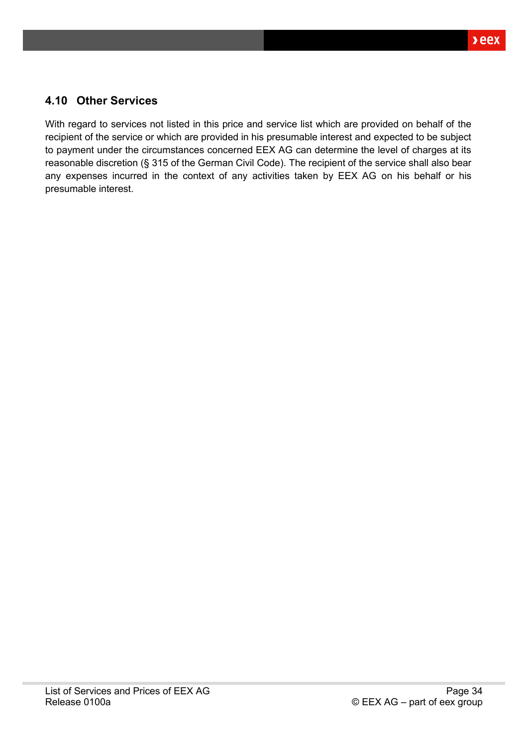### 4.10 Other Services

With regard to services not listed in this price and service list which are provided on behalf of the recipient of the service or which are provided in his presumable interest and expected to be subject to payment under the circumstances concerned EEX AG can determine the level of charges at its reasonable discretion (§ 315 of the German Civil Code). The recipient of the service shall also bear any expenses incurred in the context of any activities taken by EEX AG on his behalf or his presumable interest.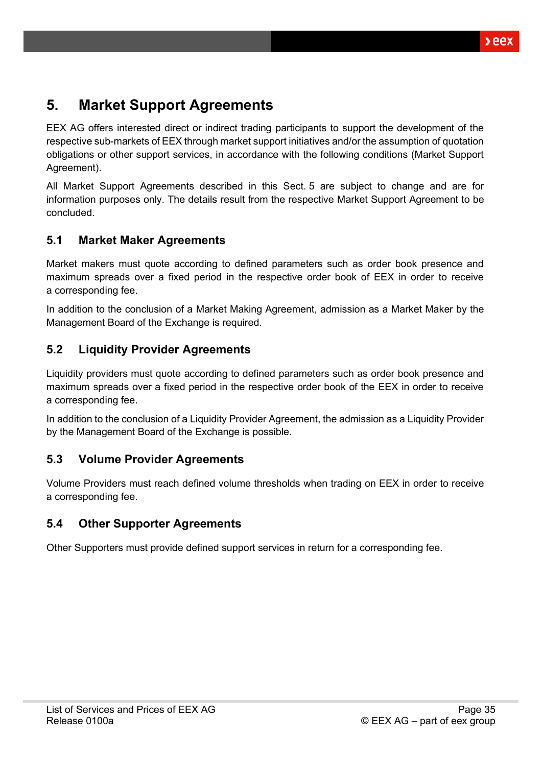# 5. Market Support Agreements

EEX AG offers interested direct or indirect trading participants to support the development of the respective sub-markets of EEX through market support initiatives and/or the assumption of quotation obligations or other support services, in accordance with the following conditions (Market Support Agreement).

All Market Support Agreements described in this Sect. 5 are subject to change and are for information purposes only. The details result from the respective Market Support Agreement to be concluded.

## 5.1 Market Maker Agreements

Market makers must quote according to defined parameters such as order book presence and maximum spreads over a fixed period in the respective order book of EEX in order to receive a corresponding fee.

In addition to the conclusion of a Market Making Agreement, admission as a Market Maker by the Management Board of the Exchange is required.

## 5.2 Liquidity Provider Agreements

Liquidity providers must quote according to defined parameters such as order book presence and maximum spreads over a fixed period in the respective order book of the EEX in order to receive a corresponding fee.

In addition to the conclusion of a Liquidity Provider Agreement, the admission as a Liquidity Provider by the Management Board of the Exchange is possible.

## 5.3 Volume Provider Agreements

Volume Providers must reach defined volume thresholds when trading on EEX in order to receive a corresponding fee.

## 5.4 Other Supporter Agreements

Other Supporters must provide defined support services in return for a corresponding fee.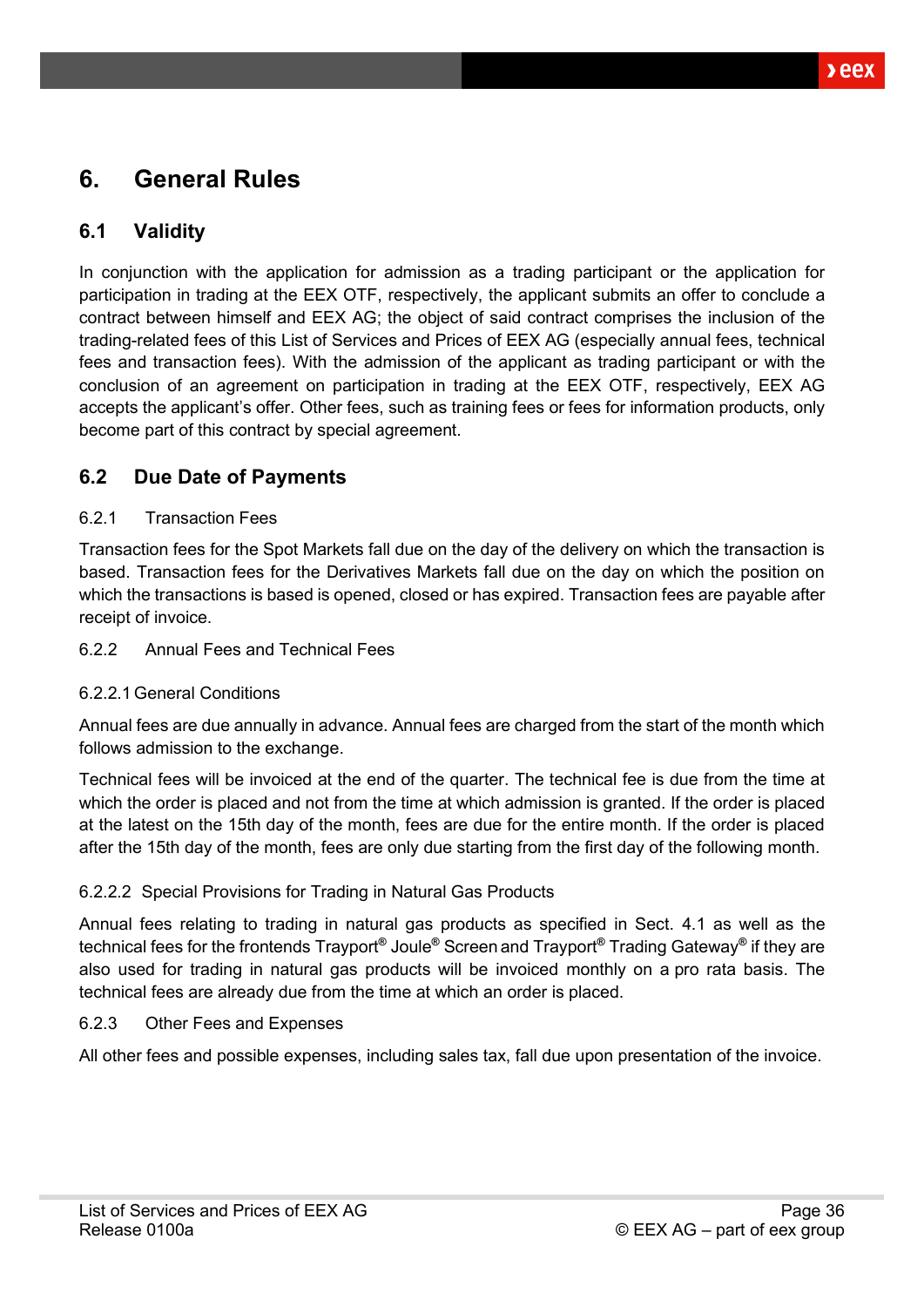# 6. General Rules

## 6.1 Validity

In conjunction with the application for admission as a trading participant or the application for participation in trading at the EEX OTF, respectively, the applicant submits an offer to conclude a contract between himself and EEX AG; the object of said contract comprises the inclusion of the trading-related fees of this List of Services and Prices of EEX AG (especially annual fees, technical fees and transaction fees). With the admission of the applicant as trading participant or with the conclusion of an agreement on participation in trading at the EEX OTF, respectively, EEX AG accepts the applicant's offer. Other fees, such as training fees or fees for information products, only become part of this contract by special agreement.

## 6.2 Due Date of Payments

### 6.2.1 Transaction Fees

Transaction fees for the Spot Markets fall due on the day of the delivery on which the transaction is based. Transaction fees for the Derivatives Markets fall due on the day on which the position on which the transactions is based is opened, closed or has expired. Transaction fees are payable after receipt of invoice.

### 6.2.2 Annual Fees and Technical Fees

#### 6.2.2.1 General Conditions

Annual fees are due annually in advance. Annual fees are charged from the start of the month which follows admission to the exchange.

Technical fees will be invoiced at the end of the quarter. The technical fee is due from the time at which the order is placed and not from the time at which admission is granted. If the order is placed at the latest on the 15th day of the month, fees are due for the entire month. If the order is placed after the 15th day of the month, fees are only due starting from the first day of the following month.

#### 6.2.2.2 Special Provisions for Trading in Natural Gas Products

Annual fees relating to trading in natural gas products as specified in Sect. 4.1 as well as the technical fees for the frontends Trayport® Joule® Screen and Trayport® Trading Gateway® if they are also used for trading in natural gas products will be invoiced monthly on a pro rata basis. The technical fees are already due from the time at which an order is placed.

### 6.2.3 Other Fees and Expenses

All other fees and possible expenses, including sales tax, fall due upon presentation of the invoice.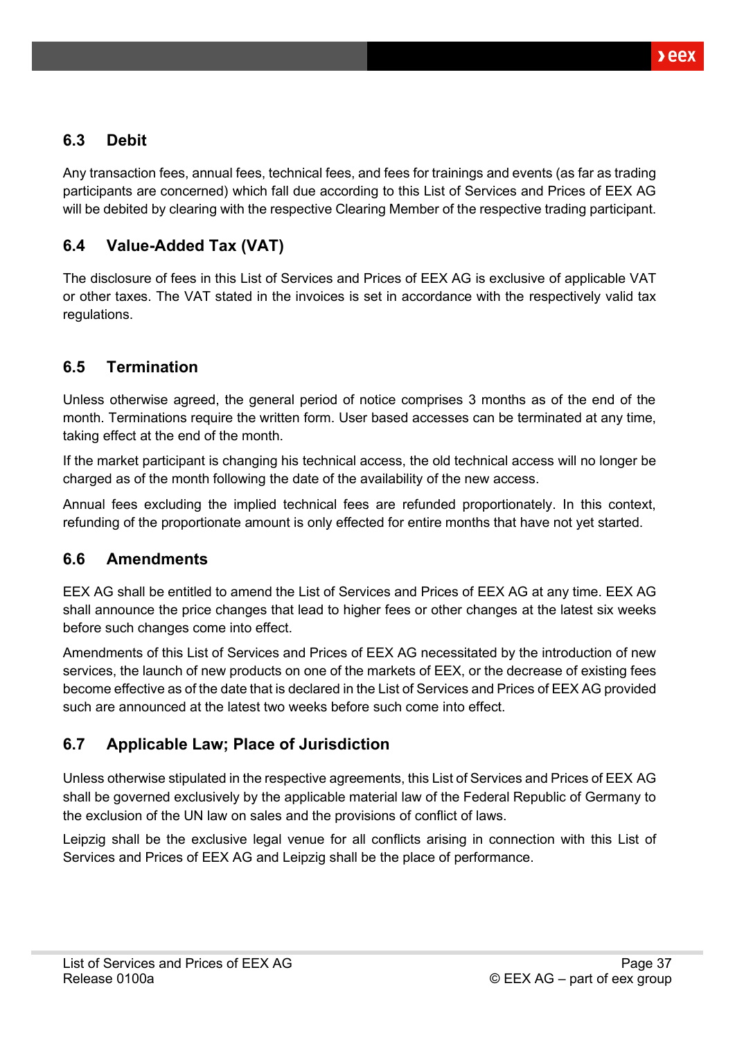## 6.3 Debit

Any transaction fees, annual fees, technical fees, and fees for trainings and events (as far as trading participants are concerned) which fall due according to this List of Services and Prices of EEX AG will be debited by clearing with the respective Clearing Member of the respective trading participant.

## 6.4 Value-Added Tax (VAT)

The disclosure of fees in this List of Services and Prices of EEX AG is exclusive of applicable VAT or other taxes. The VAT stated in the invoices is set in accordance with the respectively valid tax regulations.

## 6.5 Termination

Unless otherwise agreed, the general period of notice comprises 3 months as of the end of the month. Terminations require the written form. User based accesses can be terminated at any time, taking effect at the end of the month.

If the market participant is changing his technical access, the old technical access will no longer be charged as of the month following the date of the availability of the new access.

Annual fees excluding the implied technical fees are refunded proportionately. In this context, refunding of the proportionate amount is only effected for entire months that have not yet started.

## 6.6 Amendments

EEX AG shall be entitled to amend the List of Services and Prices of EEX AG at any time. EEX AG shall announce the price changes that lead to higher fees or other changes at the latest six weeks before such changes come into effect.

Amendments of this List of Services and Prices of EEX AG necessitated by the introduction of new services, the launch of new products on one of the markets of EEX, or the decrease of existing fees become effective as of the date that is declared in the List of Services and Prices of EEX AG provided such are announced at the latest two weeks before such come into effect.

## 6.7 Applicable Law; Place of Jurisdiction

Unless otherwise stipulated in the respective agreements, this List of Services and Prices of EEX AG shall be governed exclusively by the applicable material law of the Federal Republic of Germany to the exclusion of the UN law on sales and the provisions of conflict of laws.

Leipzig shall be the exclusive legal venue for all conflicts arising in connection with this List of Services and Prices of EEX AG and Leipzig shall be the place of performance.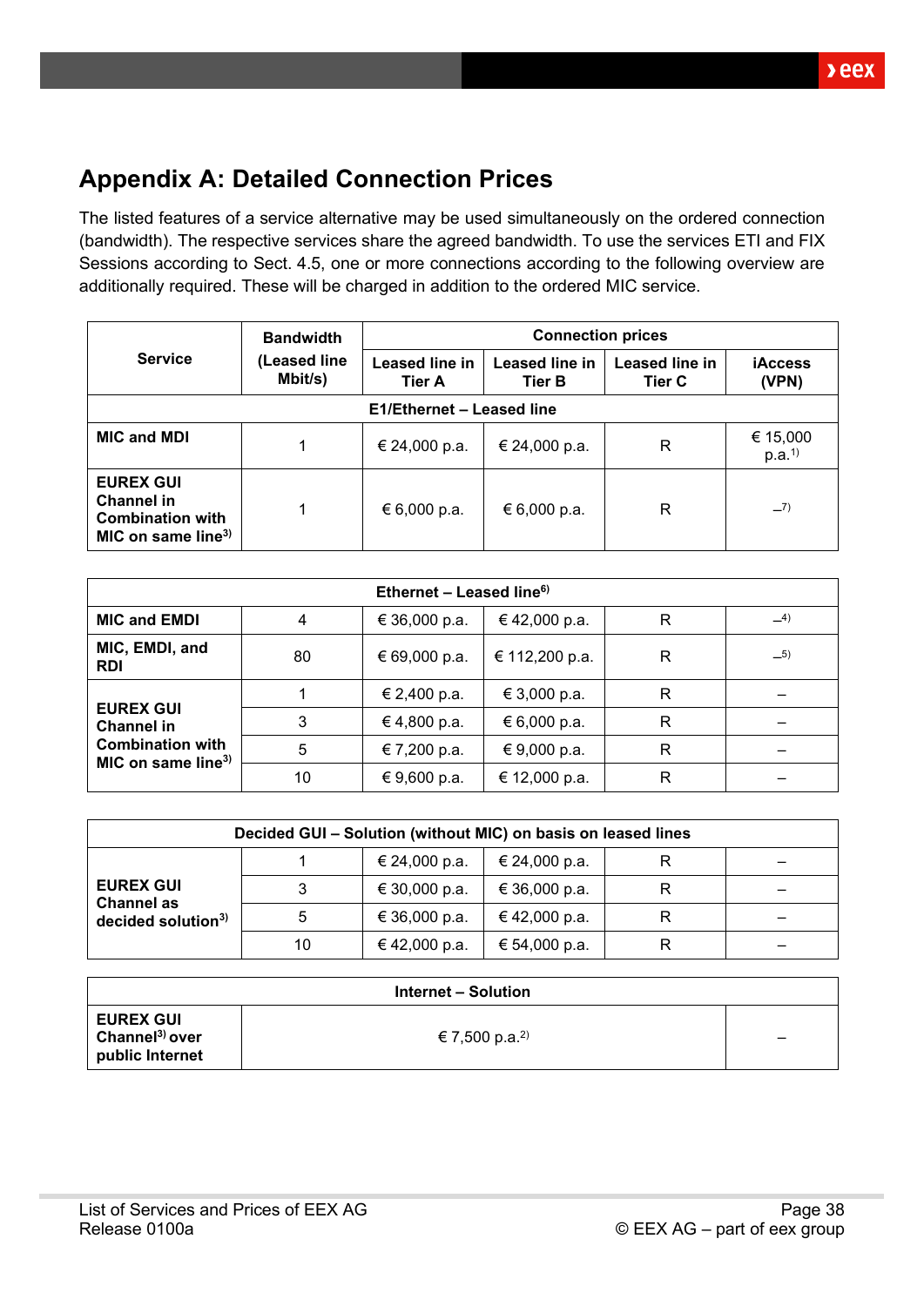## Appendix A: Detailed Connection Prices

The listed features of a service alternative may be used simultaneously on the ordered connection (bandwidth). The respective services share the agreed bandwidth. To use the services ETI and FIX Sessions according to Sect. 4.5, one or more connections according to the following overview are additionally required. These will be charged in addition to the ordered MIC service.

| Service | Bandwidth (Leased line Mbit/s) | Connection prices | | | |
|---|---|---|---|---|---|
| | | Leased line in Tier A | Leased line in Tier B | Leased line in Tier C | iAccess (VPN) |
| **E1/Ethernet – Leased line** | | | | | |
| **MIC and MDI** | 1 | € 24,000 p.a. | € 24,000 p.a. | R | € 15,000 p.a.[1)] |
| **EUREX GUI Channel in Combination with MIC on same line[3)]** | 1 | € 6,000 p.a. | € 6,000 p.a. | R | –[7)] |

| **Ethernet – Leased line[6)]** | | | | | |
|---|---|---|---|---|---|
| **MIC and EMDI** | 4 | € 36,000 p.a. | € 42,000 p.a. | R | –[4)] |
| **MIC, EMDI, and RDI** | 80 | € 69,000 p.a. | € 112,200 p.a. | R | –[5)] |
| **EUREX GUI Channel in Combination with MIC on same line[3)]** | 1 | € 2,400 p.a. | € 3,000 p.a. | R | – |
| | 3 | € 4,800 p.a. | € 6,000 p.a. | R | – |
| | 5 | € 7,200 p.a. | € 9,000 p.a. | R | – |
| | 10 | € 9,600 p.a. | € 12,000 p.a. | R | – |

| **Decided GUI – Solution (without MIC) on basis on leased lines** | | | | | |
|---|---|---|---|---|---|
| **EUREX GUI Channel as decided solution[3)]** | 1 | € 24,000 p.a. | € 24,000 p.a. | R | – |
| | 3 | € 30,000 p.a. | € 36,000 p.a. | R | – |
| | 5 | € 36,000 p.a. | € 42,000 p.a. | R | – |
| | 10 | € 42,000 p.a. | € 54,000 p.a. | R | – |

| **Internet – Solution** | | |
|---|---|---|
| **EUREX GUI Channel[3)] over public Internet** | € 7,500 p.a.[2)] | – |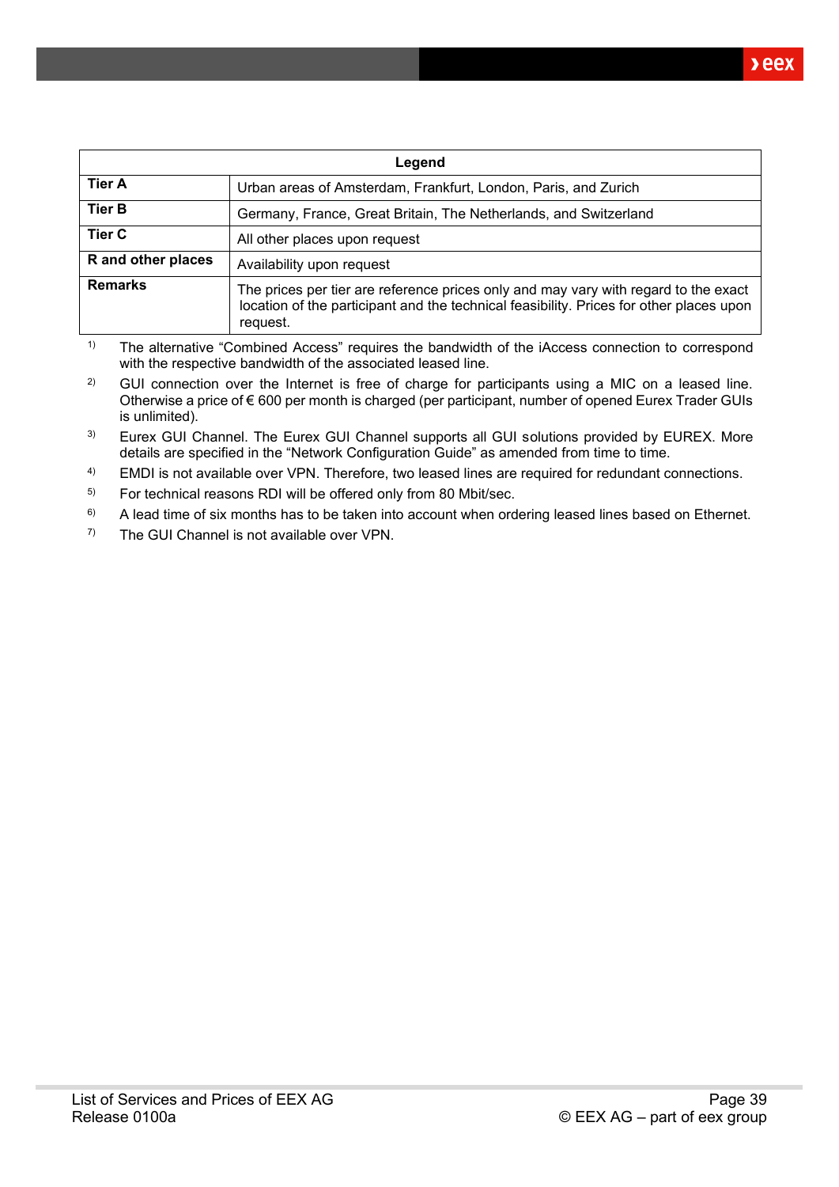| Legend | |
|---|---|
| **Tier A** | Urban areas of Amsterdam, Frankfurt, London, Paris, and Zurich |
| **Tier B** | Germany, France, Great Britain, The Netherlands, and Switzerland |
| **Tier C** | All other places upon request |
| **R and other places** | Availability upon request |
| **Remarks** | The prices per tier are reference prices only and may vary with regard to the exact location of the participant and the technical feasibility. Prices for other places upon request. |

1) The alternative "Combined Access" requires the bandwidth of the iAccess connection to correspond with the respective bandwidth of the associated leased line.

2) GUI connection over the Internet is free of charge for participants using a MIC on a leased line. Otherwise a price of € 600 per month is charged (per participant, number of opened Eurex Trader GUIs is unlimited).

3) Eurex GUI Channel. The Eurex GUI Channel supports all GUI solutions provided by EUREX. More details are specified in the "Network Configuration Guide" as amended from time to time.

4) EMDI is not available over VPN. Therefore, two leased lines are required for redundant connections.

5) For technical reasons RDI will be offered only from 80 Mbit/sec.

6) A lead time of six months has to be taken into account when ordering leased lines based on Ethernet.

7) The GUI Channel is not available over VPN.